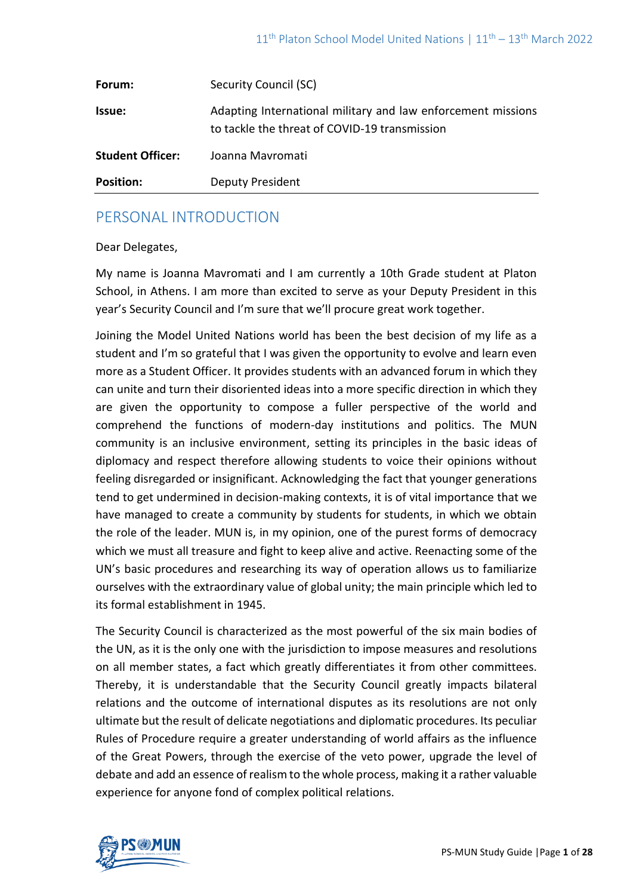| | |
|---|---|
| **Forum:** | Security Council (SC) |
| **Issue:** | Adapting International military and law enforcement missions to tackle the threat of COVID-19 transmission |
| **Student Officer:** | Joanna Mavromati |
| **Position:** | Deputy President |

## PERSONAL INTRODUCTION

Dear Delegates,

My name is Joanna Mavromati and I am currently a 10th Grade student at Platon School, in Athens. I am more than excited to serve as your Deputy President in this year's Security Council and I'm sure that we'll procure great work together.

Joining the Model United Nations world has been the best decision of my life as a student and I'm so grateful that I was given the opportunity to evolve and learn even more as a Student Officer. It provides students with an advanced forum in which they can unite and turn their disoriented ideas into a more specific direction in which they are given the opportunity to compose a fuller perspective of the world and comprehend the functions of modern-day institutions and politics. The MUN community is an inclusive environment, setting its principles in the basic ideas of diplomacy and respect therefore allowing students to voice their opinions without feeling disregarded or insignificant. Acknowledging the fact that younger generations tend to get undermined in decision-making contexts, it is of vital importance that we have managed to create a community by students for students, in which we obtain the role of the leader. MUN is, in my opinion, one of the purest forms of democracy which we must all treasure and fight to keep alive and active. Reenacting some of the UN's basic procedures and researching its way of operation allows us to familiarize ourselves with the extraordinary value of global unity; the main principle which led to its formal establishment in 1945.

The Security Council is characterized as the most powerful of the six main bodies of the UN, as it is the only one with the jurisdiction to impose measures and resolutions on all member states, a fact which greatly differentiates it from other committees. Thereby, it is understandable that the Security Council greatly impacts bilateral relations and the outcome of international disputes as its resolutions are not only ultimate but the result of delicate negotiations and diplomatic procedures. Its peculiar Rules of Procedure require a greater understanding of world affairs as the influence of the Great Powers, through the exercise of the veto power, upgrade the level of debate and add an essence of realism to the whole process, making it a rather valuable experience for anyone fond of complex political relations.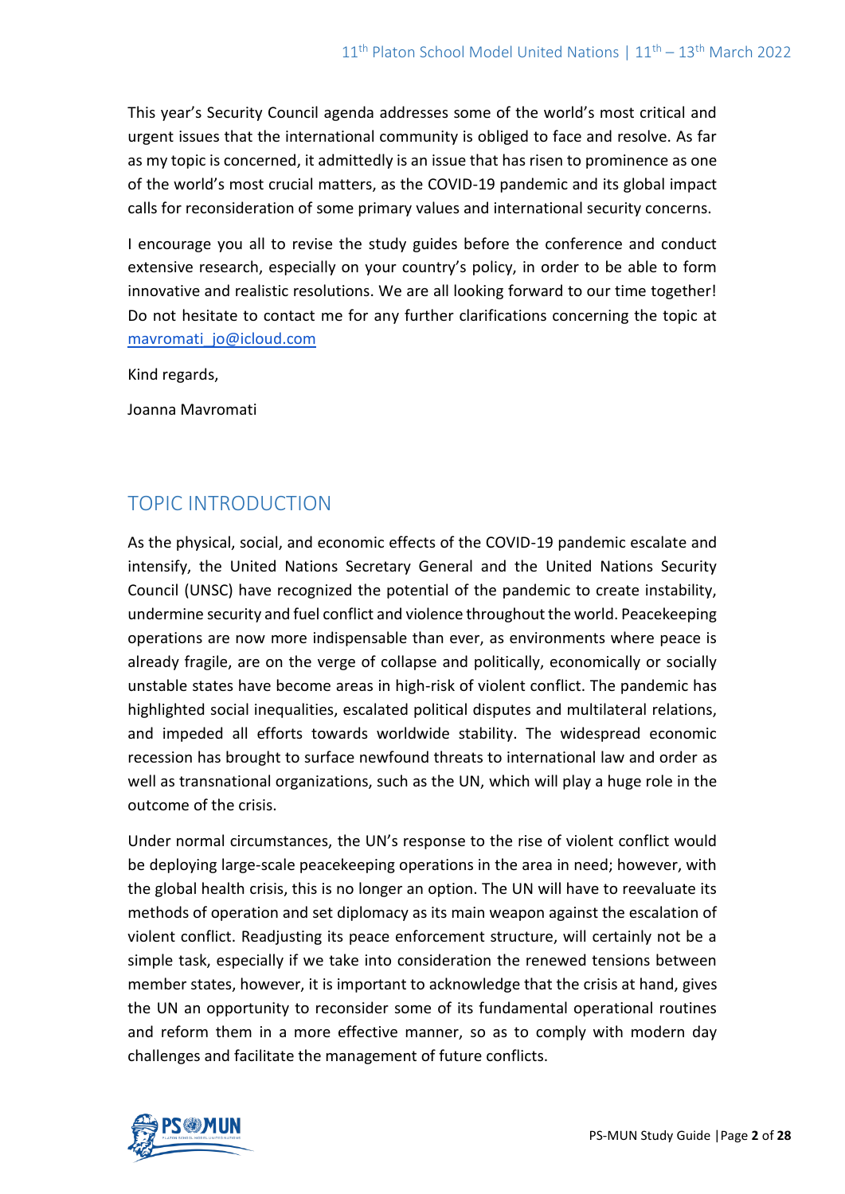This year's Security Council agenda addresses some of the world's most critical and urgent issues that the international community is obliged to face and resolve. As far as my topic is concerned, it admittedly is an issue that has risen to prominence as one of the world's most crucial matters, as the COVID-19 pandemic and its global impact calls for reconsideration of some primary values and international security concerns.

I encourage you all to revise the study guides before the conference and conduct extensive research, especially on your country's policy, in order to be able to form innovative and realistic resolutions. We are all looking forward to our time together! Do not hesitate to contact me for any further clarifications concerning the topic at mavromati_jo@icloud.com

Kind regards,

Joanna Mavromati

## TOPIC INTRODUCTION

As the physical, social, and economic effects of the COVID-19 pandemic escalate and intensify, the United Nations Secretary General and the United Nations Security Council (UNSC) have recognized the potential of the pandemic to create instability, undermine security and fuel conflict and violence throughout the world. Peacekeeping operations are now more indispensable than ever, as environments where peace is already fragile, are on the verge of collapse and politically, economically or socially unstable states have become areas in high-risk of violent conflict. The pandemic has highlighted social inequalities, escalated political disputes and multilateral relations, and impeded all efforts towards worldwide stability. The widespread economic recession has brought to surface newfound threats to international law and order as well as transnational organizations, such as the UN, which will play a huge role in the outcome of the crisis.

Under normal circumstances, the UN's response to the rise of violent conflict would be deploying large-scale peacekeeping operations in the area in need; however, with the global health crisis, this is no longer an option. The UN will have to reevaluate its methods of operation and set diplomacy as its main weapon against the escalation of violent conflict. Readjusting its peace enforcement structure, will certainly not be a simple task, especially if we take into consideration the renewed tensions between member states, however, it is important to acknowledge that the crisis at hand, gives the UN an opportunity to reconsider some of its fundamental operational routines and reform them in a more effective manner, so as to comply with modern day challenges and facilitate the management of future conflicts.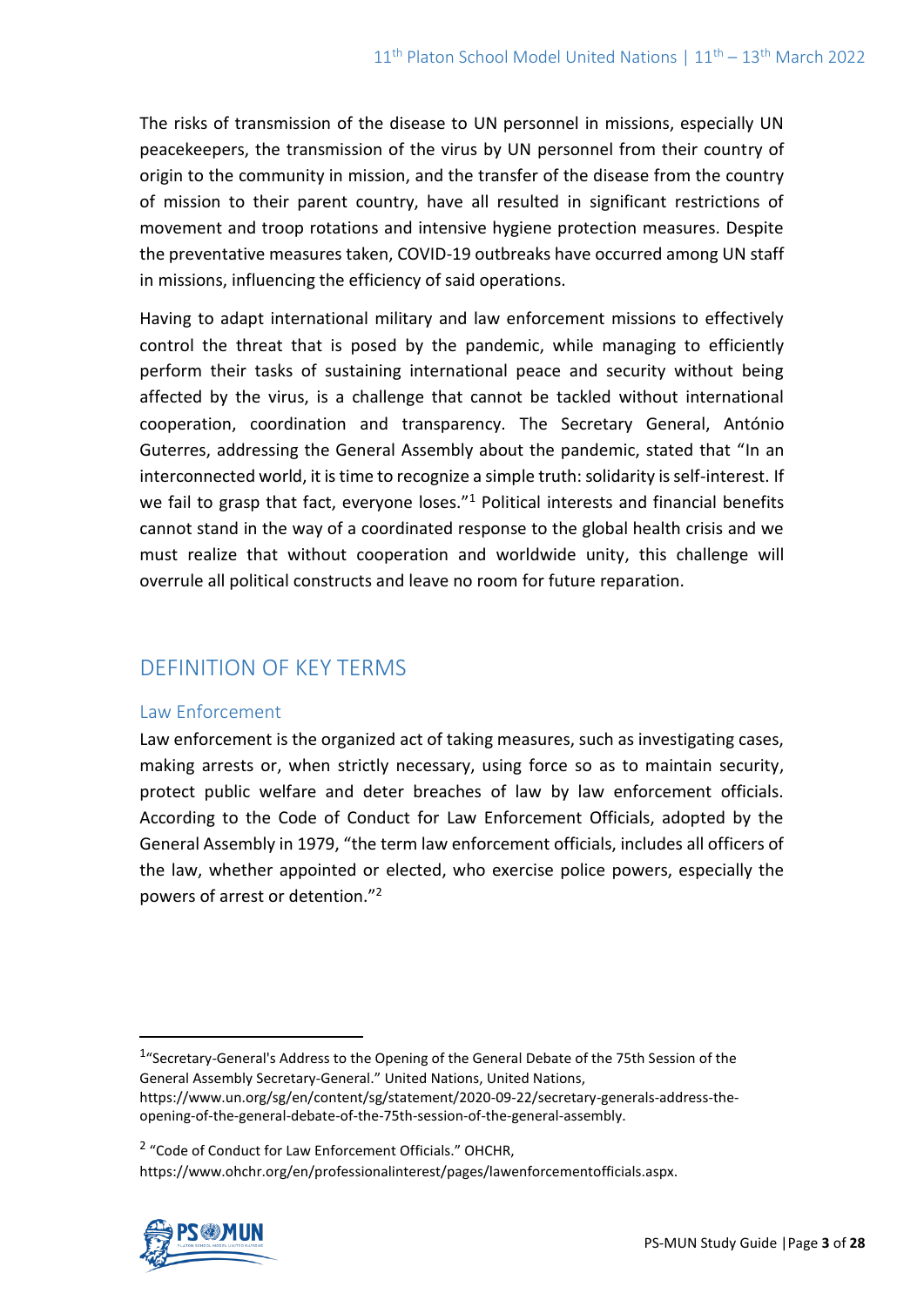The risks of transmission of the disease to UN personnel in missions, especially UN peacekeepers, the transmission of the virus by UN personnel from their country of origin to the community in mission, and the transfer of the disease from the country of mission to their parent country, have all resulted in significant restrictions of movement and troop rotations and intensive hygiene protection measures. Despite the preventative measures taken, COVID-19 outbreaks have occurred among UN staff in missions, influencing the efficiency of said operations.

Having to adapt international military and law enforcement missions to effectively control the threat that is posed by the pandemic, while managing to efficiently perform their tasks of sustaining international peace and security without being affected by the virus, is a challenge that cannot be tackled without international cooperation, coordination and transparency. The Secretary General, António Guterres, addressing the General Assembly about the pandemic, stated that "In an interconnected world, it is time to recognize a simple truth: solidarity is self-interest. If we fail to grasp that fact, everyone loses."[1] Political interests and financial benefits cannot stand in the way of a coordinated response to the global health crisis and we must realize that without cooperation and worldwide unity, this challenge will overrule all political constructs and leave no room for future reparation.

## DEFINITION OF KEY TERMS

### Law Enforcement

Law enforcement is the organized act of taking measures, such as investigating cases, making arrests or, when strictly necessary, using force so as to maintain security, protect public welfare and deter breaches of law by law enforcement officials. According to the Code of Conduct for Law Enforcement Officials, adopted by the General Assembly in 1979, "the term law enforcement officials, includes all officers of the law, whether appointed or elected, who exercise police powers, especially the powers of arrest or detention."[2]

---

[1] "Secretary-General's Address to the Opening of the General Debate of the 75th Session of the General Assembly Secretary-General." United Nations, United Nations, https://www.un.org/sg/en/content/sg/statement/2020-09-22/secretary-generals-address-the-opening-of-the-general-debate-of-the-75th-session-of-the-general-assembly.

[2] "Code of Conduct for Law Enforcement Officials." OHCHR, https://www.ohchr.org/en/professionalinterest/pages/lawenforcementofficials.aspx.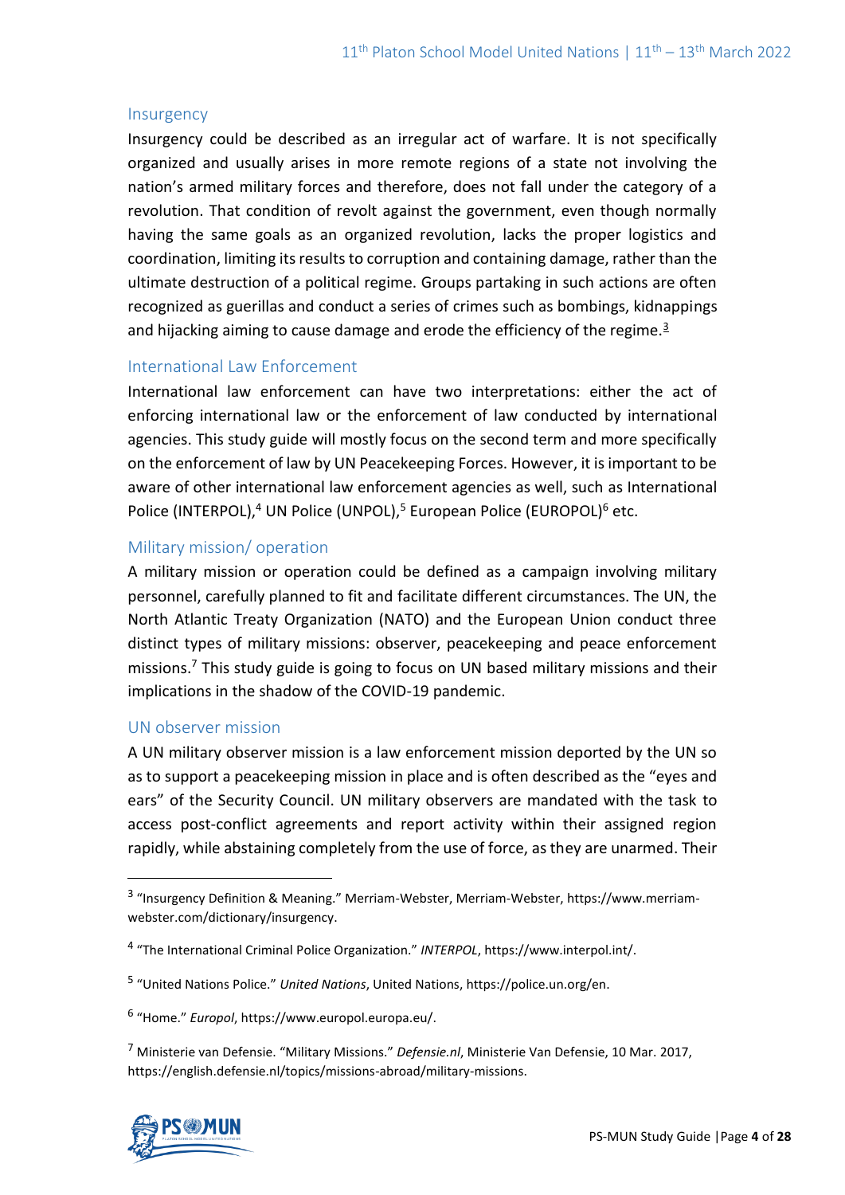### Insurgency

Insurgency could be described as an irregular act of warfare. It is not specifically organized and usually arises in more remote regions of a state not involving the nation's armed military forces and therefore, does not fall under the category of a revolution. That condition of revolt against the government, even though normally having the same goals as an organized revolution, lacks the proper logistics and coordination, limiting its results to corruption and containing damage, rather than the ultimate destruction of a political regime. Groups partaking in such actions are often recognized as guerillas and conduct a series of crimes such as bombings, kidnappings and hijacking aiming to cause damage and erode the efficiency of the regime.[3]

### International Law Enforcement

International law enforcement can have two interpretations: either the act of enforcing international law or the enforcement of law conducted by international agencies. This study guide will mostly focus on the second term and more specifically on the enforcement of law by UN Peacekeeping Forces. However, it is important to be aware of other international law enforcement agencies as well, such as International Police (INTERPOL),[4] UN Police (UNPOL),[5] European Police (EUROPOL)[6] etc.

### Military mission/ operation

A military mission or operation could be defined as a campaign involving military personnel, carefully planned to fit and facilitate different circumstances. The UN, the North Atlantic Treaty Organization (NATO) and the European Union conduct three distinct types of military missions: observer, peacekeeping and peace enforcement missions.[7] This study guide is going to focus on UN based military missions and their implications in the shadow of the COVID-19 pandemic.

### UN observer mission

A UN military observer mission is a law enforcement mission deported by the UN so as to support a peacekeeping mission in place and is often described as the "eyes and ears" of the Security Council. UN military observers are mandated with the task to access post-conflict agreements and report activity within their assigned region rapidly, while abstaining completely from the use of force, as they are unarmed. Their

---

[3] "Insurgency Definition & Meaning." Merriam-Webster, Merriam-Webster, https://www.merriam-webster.com/dictionary/insurgency.

[4] "The International Criminal Police Organization." *INTERPOL*, https://www.interpol.int/.

[5] "United Nations Police." *United Nations*, United Nations, https://police.un.org/en.

[6] "Home." *Europol*, https://www.europol.europa.eu/.

[7] Ministerie van Defensie. "Military Missions." *Defensie.nl*, Ministerie Van Defensie, 10 Mar. 2017, https://english.defensie.nl/topics/missions-abroad/military-missions.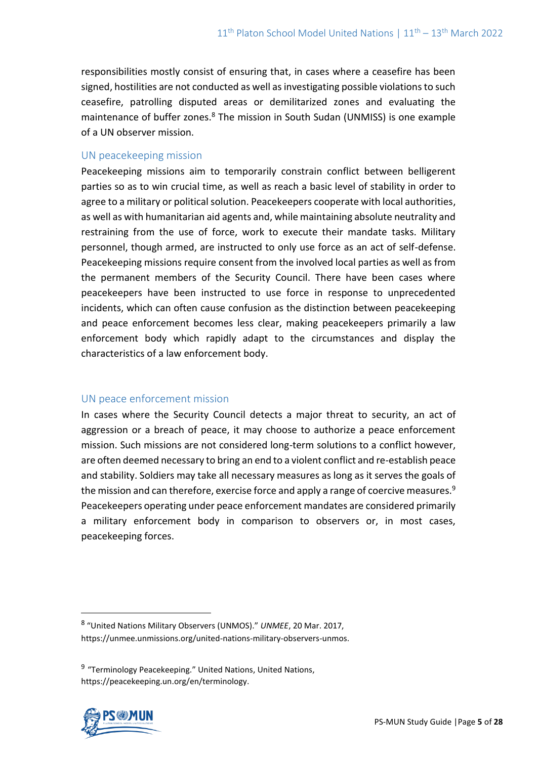responsibilities mostly consist of ensuring that, in cases where a ceasefire has been signed, hostilities are not conducted as well as investigating possible violations to such ceasefire, patrolling disputed areas or demilitarized zones and evaluating the maintenance of buffer zones.[8] The mission in South Sudan (UNMISS) is one example of a UN observer mission.

### UN peacekeeping mission

Peacekeeping missions aim to temporarily constrain conflict between belligerent parties so as to win crucial time, as well as reach a basic level of stability in order to agree to a military or political solution. Peacekeepers cooperate with local authorities, as well as with humanitarian aid agents and, while maintaining absolute neutrality and restraining from the use of force, work to execute their mandate tasks. Military personnel, though armed, are instructed to only use force as an act of self-defense. Peacekeeping missions require consent from the involved local parties as well as from the permanent members of the Security Council. There have been cases where peacekeepers have been instructed to use force in response to unprecedented incidents, which can often cause confusion as the distinction between peacekeeping and peace enforcement becomes less clear, making peacekeepers primarily a law enforcement body which rapidly adapt to the circumstances and display the characteristics of a law enforcement body.

### UN peace enforcement mission

In cases where the Security Council detects a major threat to security, an act of aggression or a breach of peace, it may choose to authorize a peace enforcement mission. Such missions are not considered long-term solutions to a conflict however, are often deemed necessary to bring an end to a violent conflict and re-establish peace and stability. Soldiers may take all necessary measures as long as it serves the goals of the mission and can therefore, exercise force and apply a range of coercive measures.[9] Peacekeepers operating under peace enforcement mandates are considered primarily a military enforcement body in comparison to observers or, in most cases, peacekeeping forces.

---

[8] "United Nations Military Observers (UNMOS)." *UNMEE*, 20 Mar. 2017, https://unmee.unmissions.org/united-nations-military-observers-unmos.

[9] "Terminology Peacekeeping." United Nations, United Nations, https://peacekeeping.un.org/en/terminology.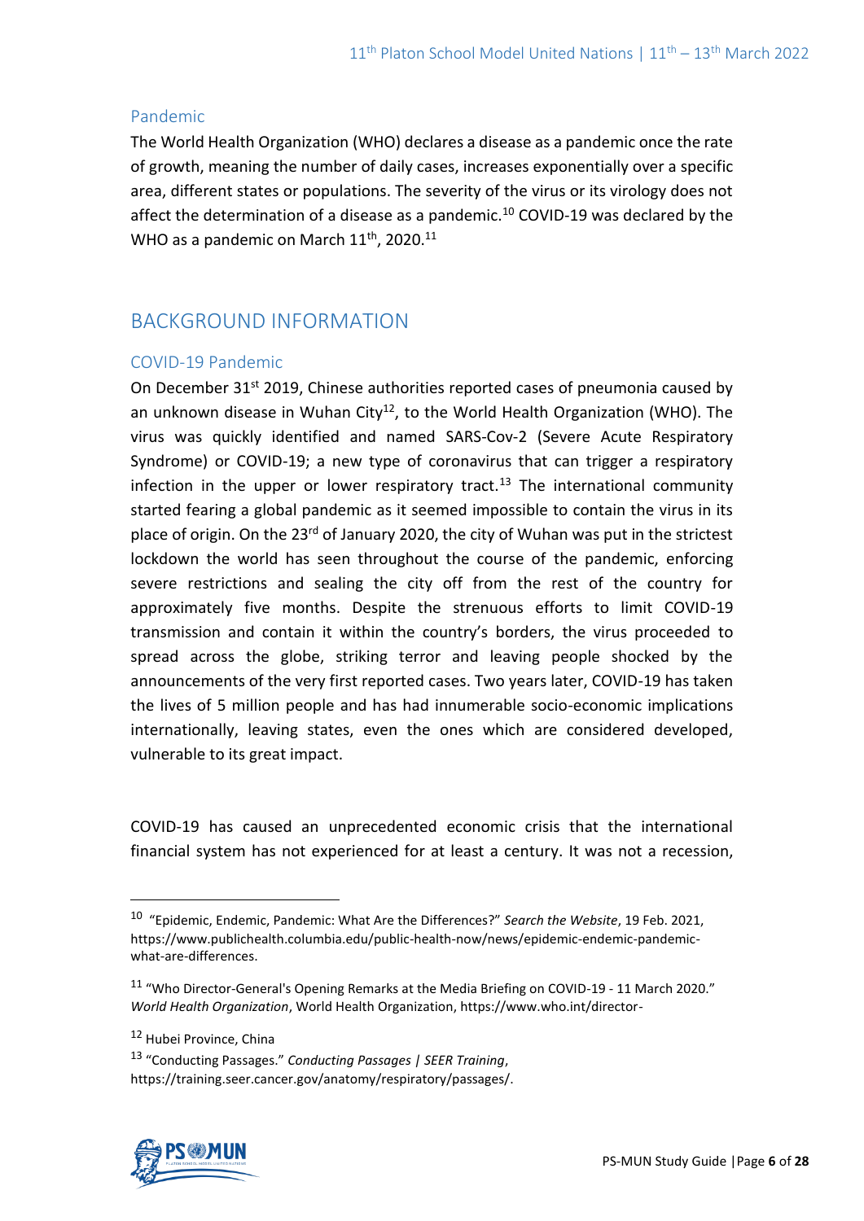### Pandemic

The World Health Organization (WHO) declares a disease as a pandemic once the rate of growth, meaning the number of daily cases, increases exponentially over a specific area, different states or populations. The severity of the virus or its virology does not affect the determination of a disease as a pandemic.[10] COVID-19 was declared by the WHO as a pandemic on March 11th, 2020.[11]

## BACKGROUND INFORMATION

### COVID-19 Pandemic

On December 31st 2019, Chinese authorities reported cases of pneumonia caused by an unknown disease in Wuhan City[12], to the World Health Organization (WHO). The virus was quickly identified and named SARS-Cov-2 (Severe Acute Respiratory Syndrome) or COVID-19; a new type of coronavirus that can trigger a respiratory infection in the upper or lower respiratory tract.[13] The international community started fearing a global pandemic as it seemed impossible to contain the virus in its place of origin. On the 23rd of January 2020, the city of Wuhan was put in the strictest lockdown the world has seen throughout the course of the pandemic, enforcing severe restrictions and sealing the city off from the rest of the country for approximately five months. Despite the strenuous efforts to limit COVID-19 transmission and contain it within the country's borders, the virus proceeded to spread across the globe, striking terror and leaving people shocked by the announcements of the very first reported cases. Two years later, COVID-19 has taken the lives of 5 million people and has had innumerable socio-economic implications internationally, leaving states, even the ones which are considered developed, vulnerable to its great impact.

COVID-19 has caused an unprecedented economic crisis that the international financial system has not experienced for at least a century. It was not a recession,

---

[10] "Epidemic, Endemic, Pandemic: What Are the Differences?" *Search the Website*, 19 Feb. 2021, https://www.publichealth.columbia.edu/public-health-now/news/epidemic-endemic-pandemic-what-are-differences.

[11] "Who Director-General's Opening Remarks at the Media Briefing on COVID-19 - 11 March 2020." *World Health Organization*, World Health Organization, https://www.who.int/director-

[12] Hubei Province, China

[13] "Conducting Passages." *Conducting Passages | SEER Training*, https://training.seer.cancer.gov/anatomy/respiratory/passages/.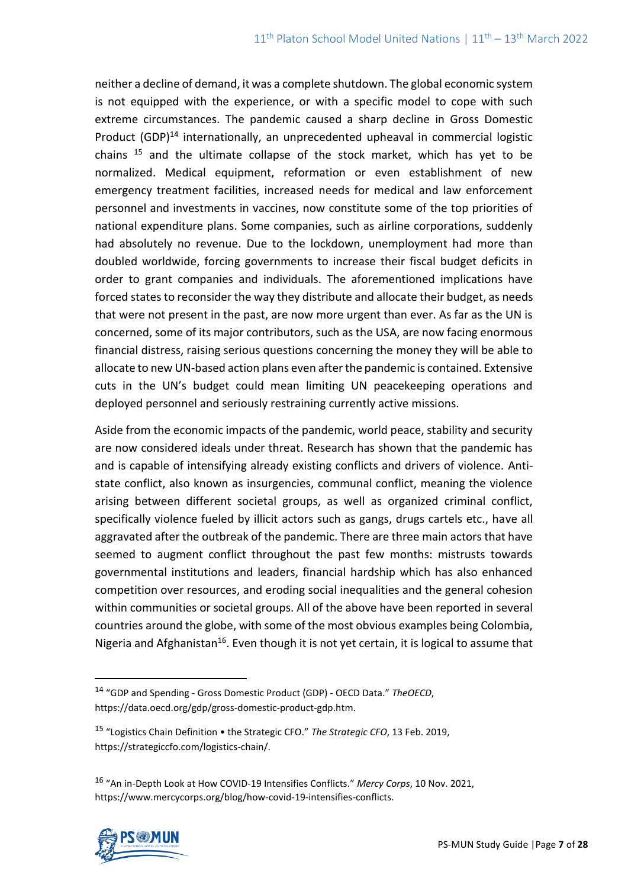neither a decline of demand, it was a complete shutdown. The global economic system is not equipped with the experience, or with a specific model to cope with such extreme circumstances. The pandemic caused a sharp decline in Gross Domestic Product (GDP)[14] internationally, an unprecedented upheaval in commercial logistic chains [15] and the ultimate collapse of the stock market, which has yet to be normalized. Medical equipment, reformation or even establishment of new emergency treatment facilities, increased needs for medical and law enforcement personnel and investments in vaccines, now constitute some of the top priorities of national expenditure plans. Some companies, such as airline corporations, suddenly had absolutely no revenue. Due to the lockdown, unemployment had more than doubled worldwide, forcing governments to increase their fiscal budget deficits in order to grant companies and individuals. The aforementioned implications have forced states to reconsider the way they distribute and allocate their budget, as needs that were not present in the past, are now more urgent than ever. As far as the UN is concerned, some of its major contributors, such as the USA, are now facing enormous financial distress, raising serious questions concerning the money they will be able to allocate to new UN-based action plans even after the pandemic is contained. Extensive cuts in the UN's budget could mean limiting UN peacekeeping operations and deployed personnel and seriously restraining currently active missions.

Aside from the economic impacts of the pandemic, world peace, stability and security are now considered ideals under threat. Research has shown that the pandemic has and is capable of intensifying already existing conflicts and drivers of violence. Anti-state conflict, also known as insurgencies, communal conflict, meaning the violence arising between different societal groups, as well as organized criminal conflict, specifically violence fueled by illicit actors such as gangs, drugs cartels etc., have all aggravated after the outbreak of the pandemic. There are three main actors that have seemed to augment conflict throughout the past few months: mistrusts towards governmental institutions and leaders, financial hardship which has also enhanced competition over resources, and eroding social inequalities and the general cohesion within communities or societal groups. All of the above have been reported in several countries around the globe, with some of the most obvious examples being Colombia, Nigeria and Afghanistan[16]. Even though it is not yet certain, it is logical to assume that

---

[14] "GDP and Spending - Gross Domestic Product (GDP) - OECD Data." *TheOECD*, https://data.oecd.org/gdp/gross-domestic-product-gdp.htm.

[15] "Logistics Chain Definition • the Strategic CFO." *The Strategic CFO*, 13 Feb. 2019, https://strategiccfo.com/logistics-chain/.

[16] "An in-Depth Look at How COVID-19 Intensifies Conflicts." *Mercy Corps*, 10 Nov. 2021, https://www.mercycorps.org/blog/how-covid-19-intensifies-conflicts.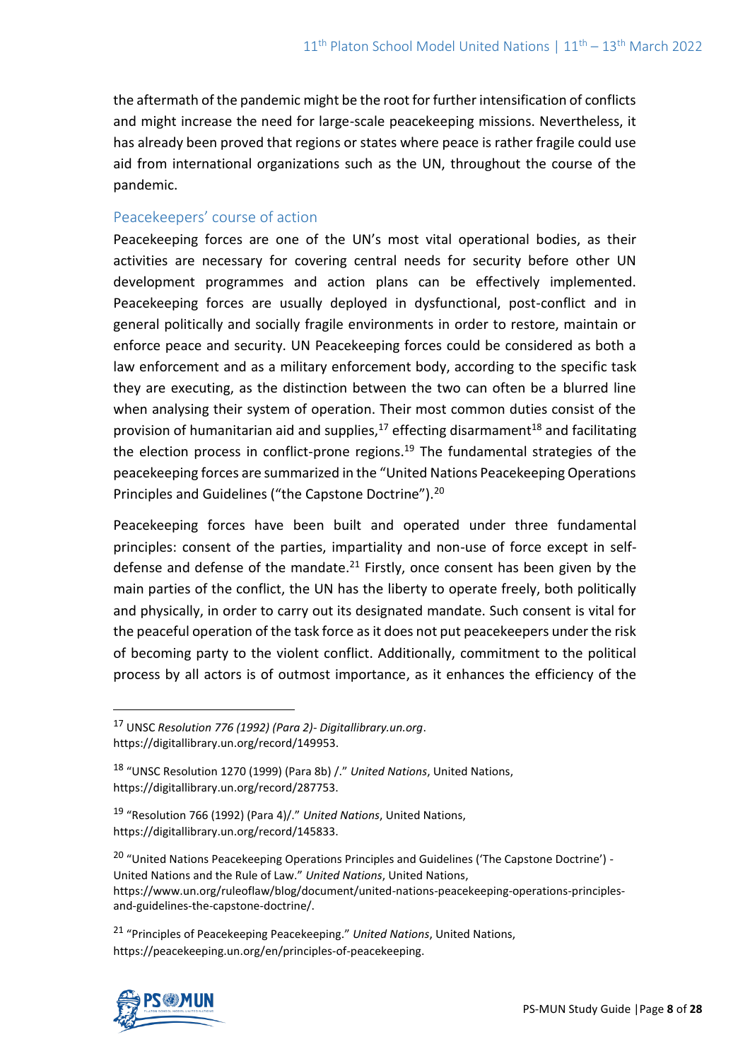the aftermath of the pandemic might be the root for further intensification of conflicts and might increase the need for large-scale peacekeeping missions. Nevertheless, it has already been proved that regions or states where peace is rather fragile could use aid from international organizations such as the UN, throughout the course of the pandemic.

## Peacekeepers' course of action

Peacekeeping forces are one of the UN's most vital operational bodies, as their activities are necessary for covering central needs for security before other UN development programmes and action plans can be effectively implemented. Peacekeeping forces are usually deployed in dysfunctional, post-conflict and in general politically and socially fragile environments in order to restore, maintain or enforce peace and security. UN Peacekeeping forces could be considered as both a law enforcement and as a military enforcement body, according to the specific task they are executing, as the distinction between the two can often be a blurred line when analysing their system of operation. Their most common duties consist of the provision of humanitarian aid and supplies,[17] effecting disarmament[18] and facilitating the election process in conflict-prone regions.[19] The fundamental strategies of the peacekeeping forces are summarized in the "United Nations Peacekeeping Operations Principles and Guidelines ("the Capstone Doctrine").[20]

Peacekeeping forces have been built and operated under three fundamental principles: consent of the parties, impartiality and non-use of force except in self-defense and defense of the mandate.[21] Firstly, once consent has been given by the main parties of the conflict, the UN has the liberty to operate freely, both politically and physically, in order to carry out its designated mandate. Such consent is vital for the peaceful operation of the task force as it does not put peacekeepers under the risk of becoming party to the violent conflict. Additionally, commitment to the political process by all actors is of outmost importance, as it enhances the efficiency of the

---

[17] UNSC *Resolution 776 (1992) (Para 2)- Digitallibrary.un.org*. https://digitallibrary.un.org/record/149953.

[18] "UNSC Resolution 1270 (1999) (Para 8b) /." *United Nations*, United Nations, https://digitallibrary.un.org/record/287753.

[19] "Resolution 766 (1992) (Para 4)/." *United Nations*, United Nations, https://digitallibrary.un.org/record/145833.

[20] "United Nations Peacekeeping Operations Principles and Guidelines ('The Capstone Doctrine') - United Nations and the Rule of Law." *United Nations*, United Nations, https://www.un.org/ruleoflaw/blog/document/united-nations-peacekeeping-operations-principles-and-guidelines-the-capstone-doctrine/.

[21] "Principles of Peacekeeping Peacekeeping." *United Nations*, United Nations, https://peacekeeping.un.org/en/principles-of-peacekeeping.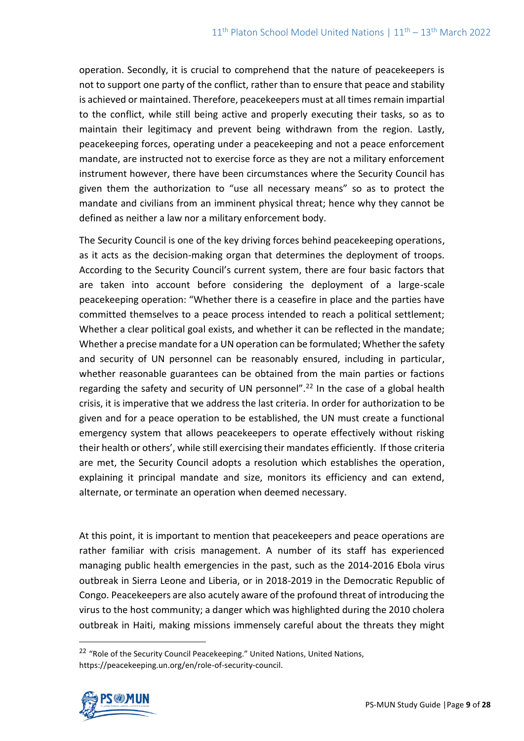operation. Secondly, it is crucial to comprehend that the nature of peacekeepers is not to support one party of the conflict, rather than to ensure that peace and stability is achieved or maintained. Therefore, peacekeepers must at all times remain impartial to the conflict, while still being active and properly executing their tasks, so as to maintain their legitimacy and prevent being withdrawn from the region. Lastly, peacekeeping forces, operating under a peacekeeping and not a peace enforcement mandate, are instructed not to exercise force as they are not a military enforcement instrument however, there have been circumstances where the Security Council has given them the authorization to "use all necessary means" so as to protect the mandate and civilians from an imminent physical threat; hence why they cannot be defined as neither a law nor a military enforcement body.

The Security Council is one of the key driving forces behind peacekeeping operations, as it acts as the decision-making organ that determines the deployment of troops. According to the Security Council's current system, there are four basic factors that are taken into account before considering the deployment of a large-scale peacekeeping operation: "Whether there is a ceasefire in place and the parties have committed themselves to a peace process intended to reach a political settlement; Whether a clear political goal exists, and whether it can be reflected in the mandate; Whether a precise mandate for a UN operation can be formulated; Whether the safety and security of UN personnel can be reasonably ensured, including in particular, whether reasonable guarantees can be obtained from the main parties or factions regarding the safety and security of UN personnel".[22] In the case of a global health crisis, it is imperative that we address the last criteria. In order for authorization to be given and for a peace operation to be established, the UN must create a functional emergency system that allows peacekeepers to operate effectively without risking their health or others', while still exercising their mandates efficiently. If those criteria are met, the Security Council adopts a resolution which establishes the operation, explaining it principal mandate and size, monitors its efficiency and can extend, alternate, or terminate an operation when deemed necessary.

At this point, it is important to mention that peacekeepers and peace operations are rather familiar with crisis management. A number of its staff has experienced managing public health emergencies in the past, such as the 2014-2016 Ebola virus outbreak in Sierra Leone and Liberia, or in 2018-2019 in the Democratic Republic of Congo. Peacekeepers are also acutely aware of the profound threat of introducing the virus to the host community; a danger which was highlighted during the 2010 cholera outbreak in Haiti, making missions immensely careful about the threats they might

[22] "Role of the Security Council Peacekeeping." United Nations, United Nations, https://peacekeeping.un.org/en/role-of-security-council.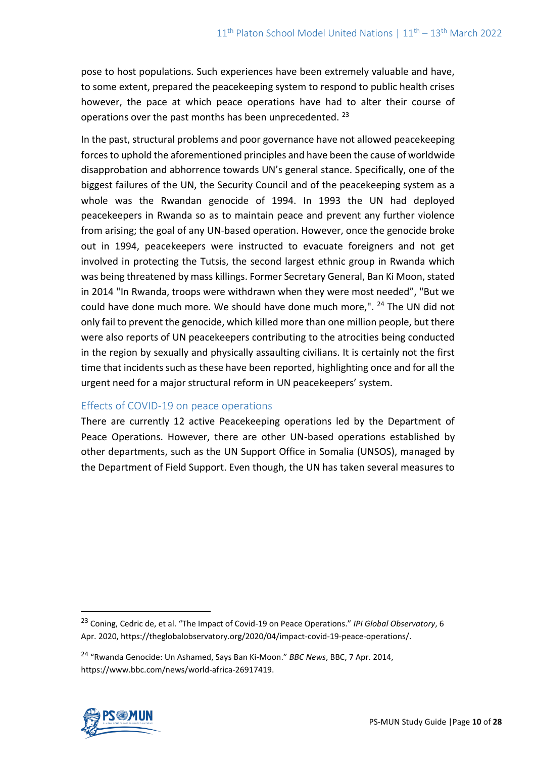pose to host populations. Such experiences have been extremely valuable and have, to some extent, prepared the peacekeeping system to respond to public health crises however, the pace at which peace operations have had to alter their course of operations over the past months has been unprecedented. [23]

In the past, structural problems and poor governance have not allowed peacekeeping forces to uphold the aforementioned principles and have been the cause of worldwide disapprobation and abhorrence towards UN's general stance. Specifically, one of the biggest failures of the UN, the Security Council and of the peacekeeping system as a whole was the Rwandan genocide of 1994. In 1993 the UN had deployed peacekeepers in Rwanda so as to maintain peace and prevent any further violence from arising; the goal of any UN-based operation. However, once the genocide broke out in 1994, peacekeepers were instructed to evacuate foreigners and not get involved in protecting the Tutsis, the second largest ethnic group in Rwanda which was being threatened by mass killings. Former Secretary General, Ban Ki Moon, stated in 2014 "In Rwanda, troops were withdrawn when they were most needed", "But we could have done much more. We should have done much more,". [24] The UN did not only fail to prevent the genocide, which killed more than one million people, but there were also reports of UN peacekeepers contributing to the atrocities being conducted in the region by sexually and physically assaulting civilians. It is certainly not the first time that incidents such as these have been reported, highlighting once and for all the urgent need for a major structural reform in UN peacekeepers' system.

## Effects of COVID-19 on peace operations

There are currently 12 active Peacekeeping operations led by the Department of Peace Operations. However, there are other UN-based operations established by other departments, such as the UN Support Office in Somalia (UNSOS), managed by the Department of Field Support. Even though, the UN has taken several measures to

---

[23] Coning, Cedric de, et al. "The Impact of Covid-19 on Peace Operations." *IPI Global Observatory*, 6 Apr. 2020, https://theglobalobservatory.org/2020/04/impact-covid-19-peace-operations/.

[24] "Rwanda Genocide: Un Ashamed, Says Ban Ki-Moon." *BBC News*, BBC, 7 Apr. 2014, https://www.bbc.com/news/world-africa-26917419.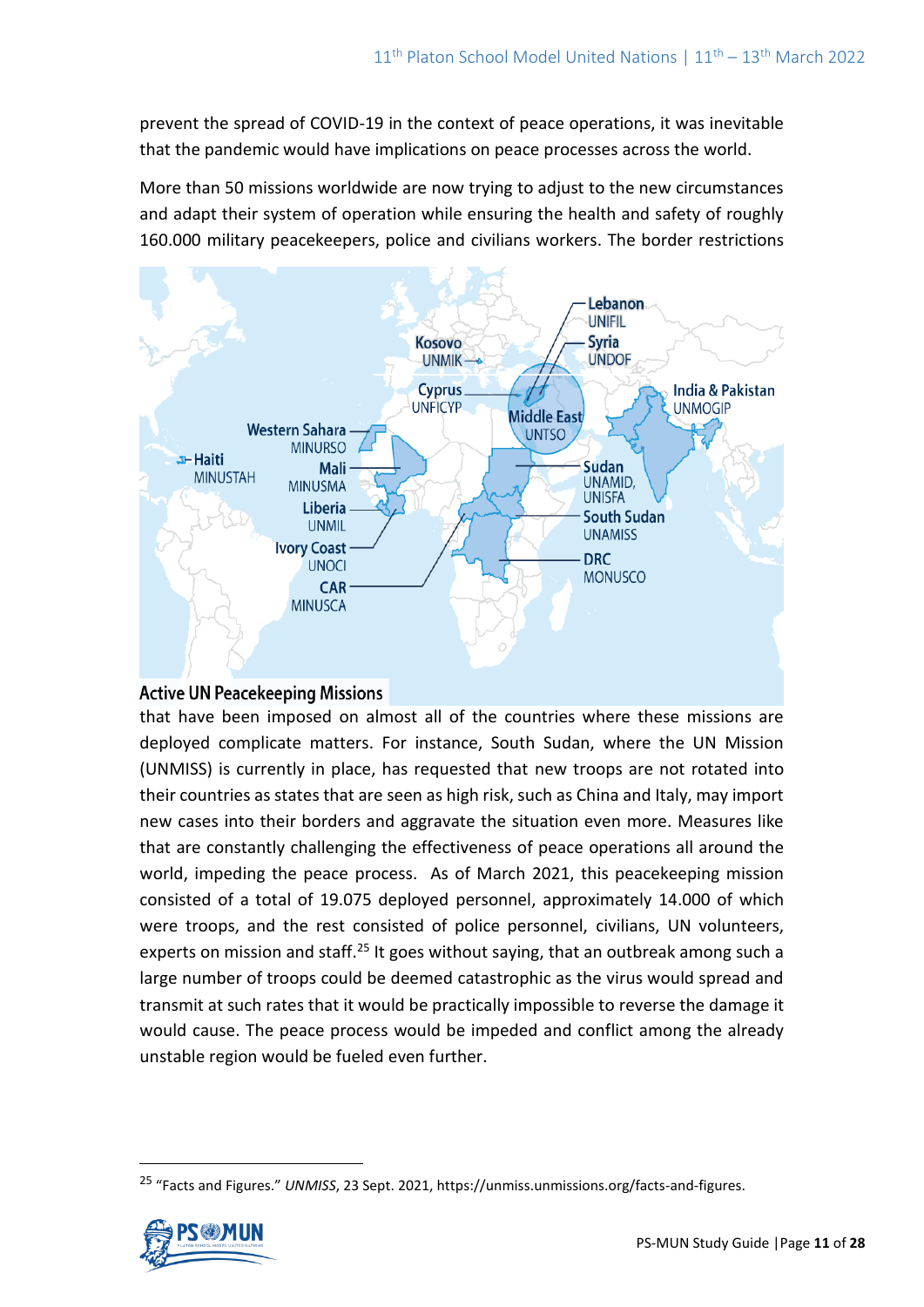prevent the spread of COVID-19 in the context of peace operations, it was inevitable that the pandemic would have implications on peace processes across the world.

More than 50 missions worldwide are now trying to adjust to the new circumstances and adapt their system of operation while ensuring the health and safety of roughly 160.000 military peacekeepers, police and civilians workers. The border restrictions

Active UN Peacekeeping Missions

that have been imposed on almost all of the countries where these missions are deployed complicate matters. For instance, South Sudan, where the UN Mission (UNMISS) is currently in place, has requested that new troops are not rotated into their countries as states that are seen as high risk, such as China and Italy, may import new cases into their borders and aggravate the situation even more. Measures like that are constantly challenging the effectiveness of peace operations all around the world, impeding the peace process. As of March 2021, this peacekeeping mission consisted of a total of 19.075 deployed personnel, approximately 14.000 of which were troops, and the rest consisted of police personnel, civilians, UN volunteers, experts on mission and staff.[25] It goes without saying, that an outbreak among such a large number of troops could be deemed catastrophic as the virus would spread and transmit at such rates that it would be practically impossible to reverse the damage it would cause. The peace process would be impeded and conflict among the already unstable region would be fueled even further.

[25] "Facts and Figures." *UNMISS*, 23 Sept. 2021, https://unmiss.unmissions.org/facts-and-figures.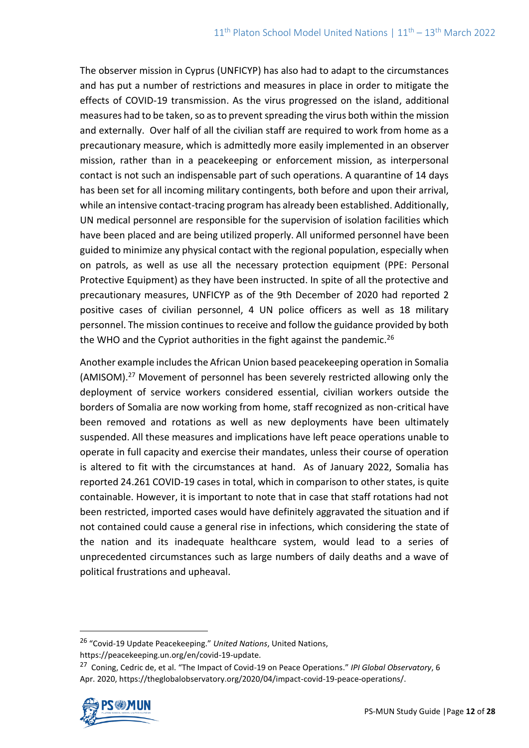The observer mission in Cyprus (UNFICYP) has also had to adapt to the circumstances and has put a number of restrictions and measures in place in order to mitigate the effects of COVID-19 transmission. As the virus progressed on the island, additional measures had to be taken, so as to prevent spreading the virus both within the mission and externally. Over half of all the civilian staff are required to work from home as a precautionary measure, which is admittedly more easily implemented in an observer mission, rather than in a peacekeeping or enforcement mission, as interpersonal contact is not such an indispensable part of such operations. A quarantine of 14 days has been set for all incoming military contingents, both before and upon their arrival, while an intensive contact-tracing program has already been established. Additionally, UN medical personnel are responsible for the supervision of isolation facilities which have been placed and are being utilized properly. All uniformed personnel have been guided to minimize any physical contact with the regional population, especially when on patrols, as well as use all the necessary protection equipment (PPE: Personal Protective Equipment) as they have been instructed. In spite of all the protective and precautionary measures, UNFICYP as of the 9th December of 2020 had reported 2 positive cases of civilian personnel, 4 UN police officers as well as 18 military personnel. The mission continues to receive and follow the guidance provided by both the WHO and the Cypriot authorities in the fight against the pandemic.[26]

Another example includes the African Union based peacekeeping operation in Somalia (AMISOM).[27] Movement of personnel has been severely restricted allowing only the deployment of service workers considered essential, civilian workers outside the borders of Somalia are now working from home, staff recognized as non-critical have been removed and rotations as well as new deployments have been ultimately suspended. All these measures and implications have left peace operations unable to operate in full capacity and exercise their mandates, unless their course of operation is altered to fit with the circumstances at hand. As of January 2022, Somalia has reported 24.261 COVID-19 cases in total, which in comparison to other states, is quite containable. However, it is important to note that in case that staff rotations had not been restricted, imported cases would have definitely aggravated the situation and if not contained could cause a general rise in infections, which considering the state of the nation and its inadequate healthcare system, would lead to a series of unprecedented circumstances such as large numbers of daily deaths and a wave of political frustrations and upheaval.

---

[26] "Covid-19 Update Peacekeeping." *United Nations*, United Nations, https://peacekeeping.un.org/en/covid-19-update.

[27] Coning, Cedric de, et al. "The Impact of Covid-19 on Peace Operations." *IPI Global Observatory*, 6 Apr. 2020, https://theglobalobservatory.org/2020/04/impact-covid-19-peace-operations/.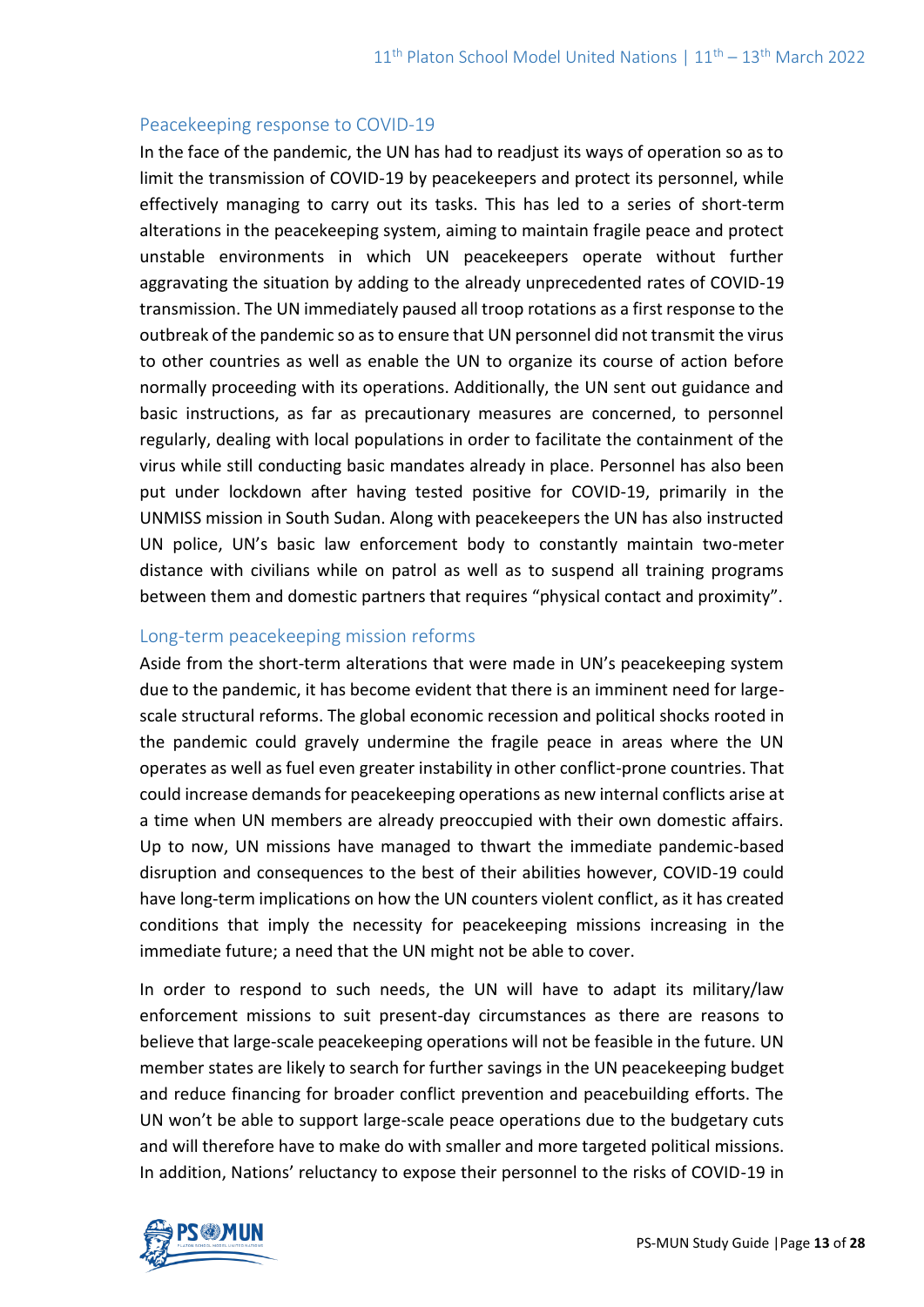## Peacekeeping response to COVID-19

In the face of the pandemic, the UN has had to readjust its ways of operation so as to limit the transmission of COVID-19 by peacekeepers and protect its personnel, while effectively managing to carry out its tasks. This has led to a series of short-term alterations in the peacekeeping system, aiming to maintain fragile peace and protect unstable environments in which UN peacekeepers operate without further aggravating the situation by adding to the already unprecedented rates of COVID-19 transmission. The UN immediately paused all troop rotations as a first response to the outbreak of the pandemic so as to ensure that UN personnel did not transmit the virus to other countries as well as enable the UN to organize its course of action before normally proceeding with its operations. Additionally, the UN sent out guidance and basic instructions, as far as precautionary measures are concerned, to personnel regularly, dealing with local populations in order to facilitate the containment of the virus while still conducting basic mandates already in place. Personnel has also been put under lockdown after having tested positive for COVID-19, primarily in the UNMISS mission in South Sudan. Along with peacekeepers the UN has also instructed UN police, UN's basic law enforcement body to constantly maintain two-meter distance with civilians while on patrol as well as to suspend all training programs between them and domestic partners that requires "physical contact and proximity".

## Long-term peacekeeping mission reforms

Aside from the short-term alterations that were made in UN's peacekeeping system due to the pandemic, it has become evident that there is an imminent need for large-scale structural reforms. The global economic recession and political shocks rooted in the pandemic could gravely undermine the fragile peace in areas where the UN operates as well as fuel even greater instability in other conflict-prone countries. That could increase demands for peacekeeping operations as new internal conflicts arise at a time when UN members are already preoccupied with their own domestic affairs. Up to now, UN missions have managed to thwart the immediate pandemic-based disruption and consequences to the best of their abilities however, COVID-19 could have long-term implications on how the UN counters violent conflict, as it has created conditions that imply the necessity for peacekeeping missions increasing in the immediate future; a need that the UN might not be able to cover.

In order to respond to such needs, the UN will have to adapt its military/law enforcement missions to suit present-day circumstances as there are reasons to believe that large-scale peacekeeping operations will not be feasible in the future. UN member states are likely to search for further savings in the UN peacekeeping budget and reduce financing for broader conflict prevention and peacebuilding efforts. The UN won't be able to support large-scale peace operations due to the budgetary cuts and will therefore have to make do with smaller and more targeted political missions. In addition, Nations' reluctancy to expose their personnel to the risks of COVID-19 in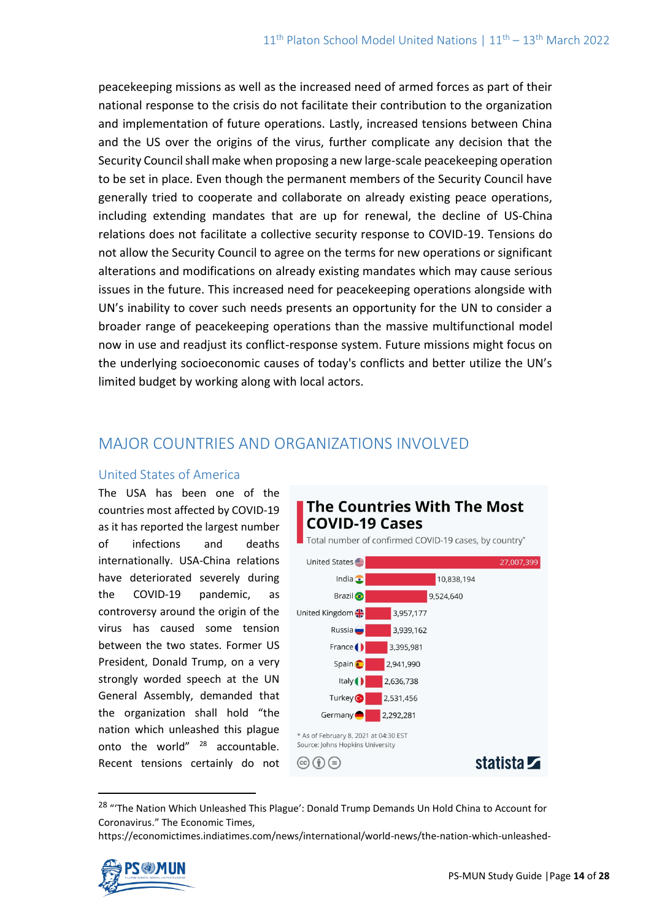peacekeeping missions as well as the increased need of armed forces as part of their national response to the crisis do not facilitate their contribution to the organization and implementation of future operations. Lastly, increased tensions between China and the US over the origins of the virus, further complicate any decision that the Security Council shall make when proposing a new large-scale peacekeeping operation to be set in place. Even though the permanent members of the Security Council have generally tried to cooperate and collaborate on already existing peace operations, including extending mandates that are up for renewal, the decline of US-China relations does not facilitate a collective security response to COVID-19. Tensions do not allow the Security Council to agree on the terms for new operations or significant alterations and modifications on already existing mandates which may cause serious issues in the future. This increased need for peacekeeping operations alongside with UN's inability to cover such needs presents an opportunity for the UN to consider a broader range of peacekeeping operations than the massive multifunctional model now in use and readjust its conflict-response system. Future missions might focus on the underlying socioeconomic causes of today's conflicts and better utilize the UN's limited budget by working along with local actors.

## MAJOR COUNTRIES AND ORGANIZATIONS INVOLVED

### United States of America

The USA has been one of the countries most affected by COVID-19 as it has reported the largest number of infections and deaths internationally. USA-China relations have deteriorated severely during the COVID-19 pandemic, as controversy around the origin of the virus has caused some tension between the two states. Former US President, Donald Trump, on a very strongly worded speech at the UN General Assembly, demanded that the organization shall hold "the nation which unleashed this plague onto the world" [28] accountable. Recent tensions certainly do not

**The Countries With The Most COVID-19 Cases**

Total number of confirmed COVID-19 cases, by country*

| Country | Cases |
|---|---|
| United States | 27,007,399 |
| India | 10,838,194 |
| Brazil | 9,524,640 |
| United Kingdom | 3,957,177 |
| Russia | 3,939,162 |
| France | 3,395,981 |
| Spain | 2,941,990 |
| Italy | 2,636,738 |
| Turkey | 2,531,456 |
| Germany | 2,292,281 |

\* As of February 8, 2021 at 04:30 EST
Source: Johns Hopkins University

statista

[28] "'The Nation Which Unleashed This Plague': Donald Trump Demands Un Hold China to Account for Coronavirus." The Economic Times, https://economictimes.indiatimes.com/news/international/world-news/the-nation-which-unleashed-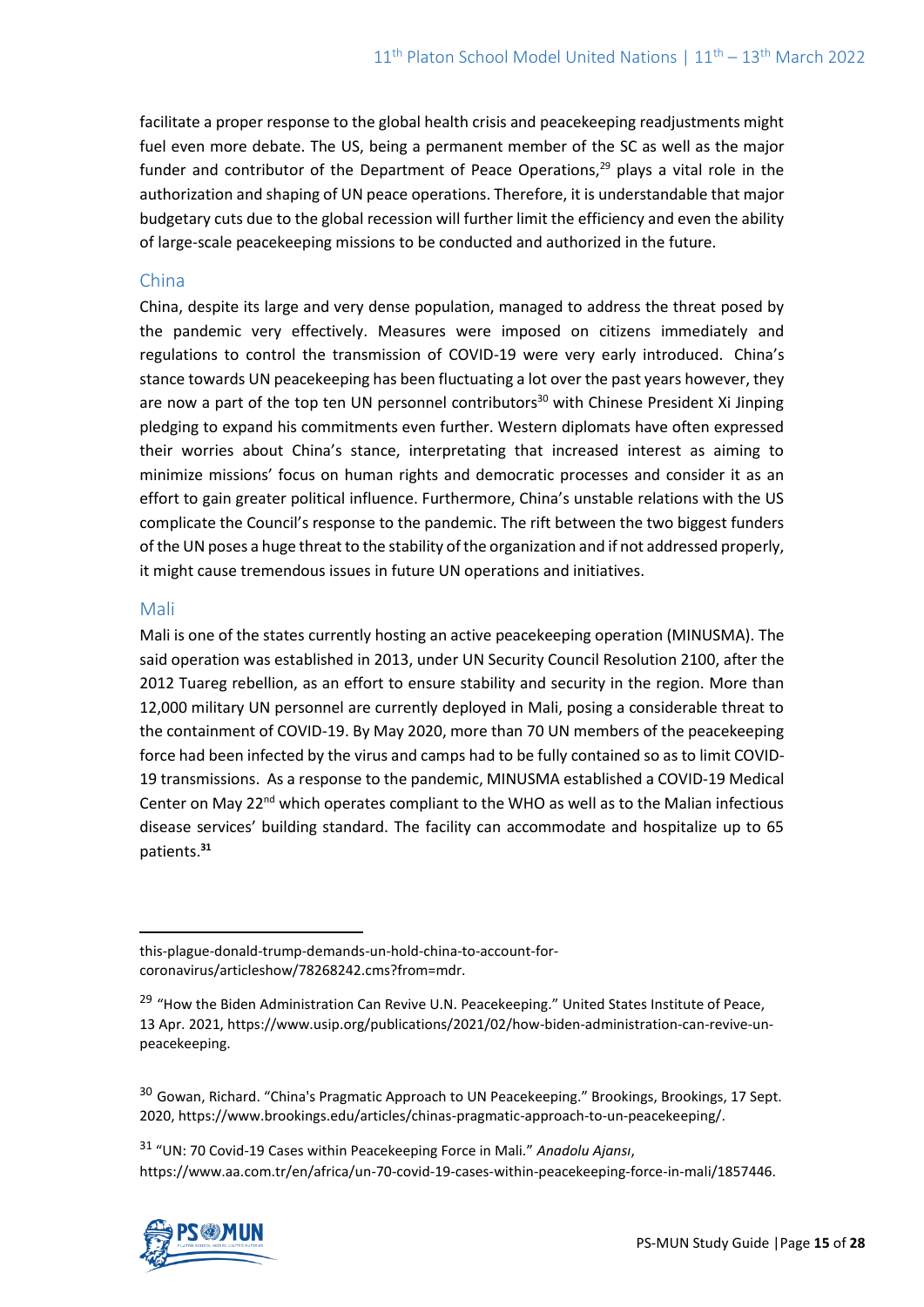facilitate a proper response to the global health crisis and peacekeeping readjustments might fuel even more debate. The US, being a permanent member of the SC as well as the major funder and contributor of the Department of Peace Operations,[29] plays a vital role in the authorization and shaping of UN peace operations. Therefore, it is understandable that major budgetary cuts due to the global recession will further limit the efficiency and even the ability of large-scale peacekeeping missions to be conducted and authorized in the future.

## China

China, despite its large and very dense population, managed to address the threat posed by the pandemic very effectively. Measures were imposed on citizens immediately and regulations to control the transmission of COVID-19 were very early introduced. China's stance towards UN peacekeeping has been fluctuating a lot over the past years however, they are now a part of the top ten UN personnel contributors[30] with Chinese President Xi Jinping pledging to expand his commitments even further. Western diplomats have often expressed their worries about China's stance, interpretating that increased interest as aiming to minimize missions' focus on human rights and democratic processes and consider it as an effort to gain greater political influence. Furthermore, China's unstable relations with the US complicate the Council's response to the pandemic. The rift between the two biggest funders of the UN poses a huge threat to the stability of the organization and if not addressed properly, it might cause tremendous issues in future UN operations and initiatives.

## Mali

Mali is one of the states currently hosting an active peacekeeping operation (MINUSMA). The said operation was established in 2013, under UN Security Council Resolution 2100, after the 2012 Tuareg rebellion, as an effort to ensure stability and security in the region. More than 12,000 military UN personnel are currently deployed in Mali, posing a considerable threat to the containment of COVID-19. By May 2020, more than 70 UN members of the peacekeeping force had been infected by the virus and camps had to be fully contained so as to limit COVID-19 transmissions. As a response to the pandemic, MINUSMA established a COVID-19 Medical Center on May 22nd which operates compliant to the WHO as well as to the Malian infectious disease services' building standard. The facility can accommodate and hospitalize up to 65 patients.[31]

---

this-plague-donald-trump-demands-un-hold-china-to-account-for-coronavirus/articleshow/78268242.cms?from=mdr.

[29] "How the Biden Administration Can Revive U.N. Peacekeeping." United States Institute of Peace, 13 Apr. 2021, https://www.usip.org/publications/2021/02/how-biden-administration-can-revive-un-peacekeeping.

[30] Gowan, Richard. "China's Pragmatic Approach to UN Peacekeeping." Brookings, Brookings, 17 Sept. 2020, https://www.brookings.edu/articles/chinas-pragmatic-approach-to-un-peacekeeping/.

[31] "UN: 70 Covid-19 Cases within Peacekeeping Force in Mali." *Anadolu Ajansı*, https://www.aa.com.tr/en/africa/un-70-covid-19-cases-within-peacekeeping-force-in-mali/1857446.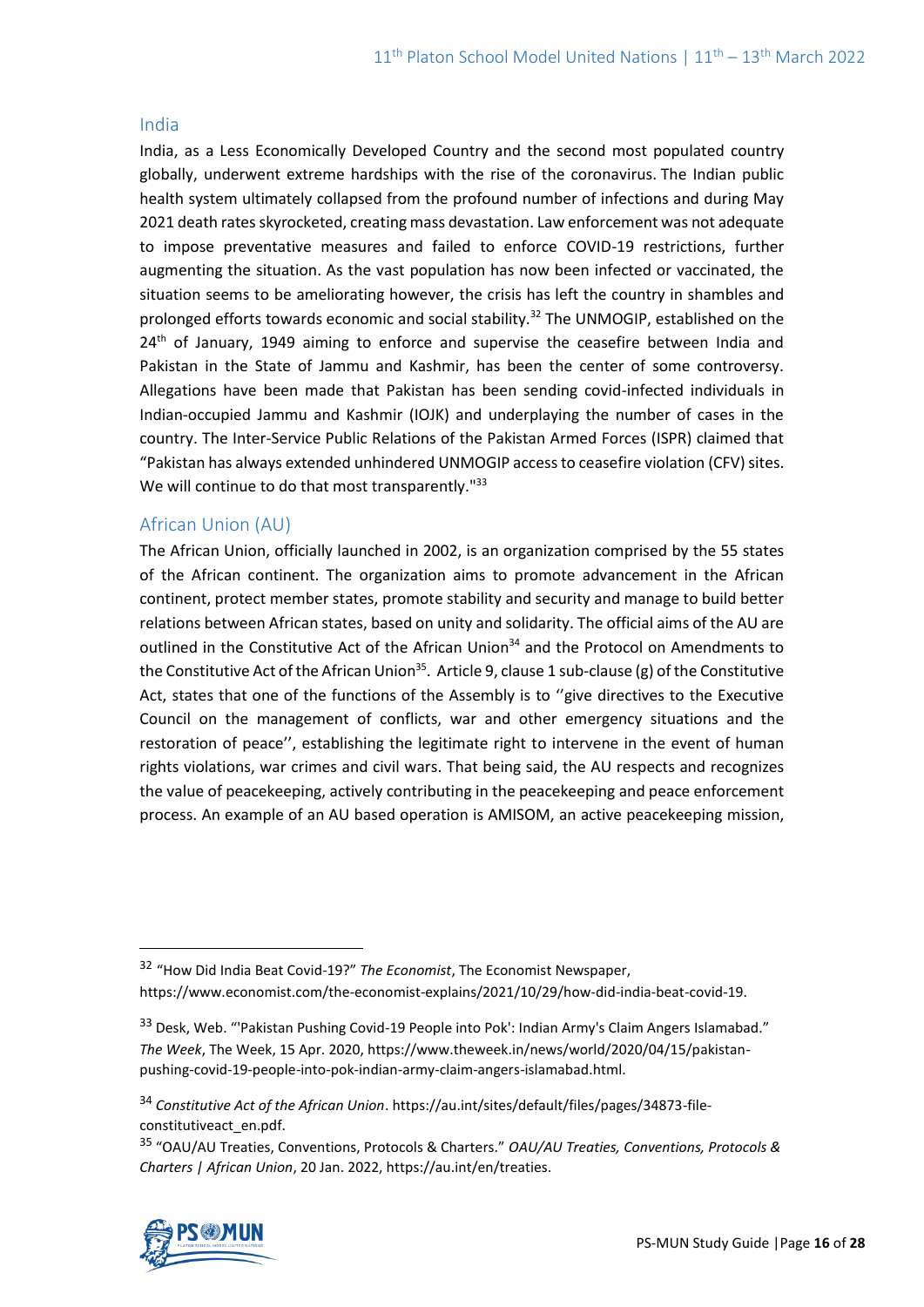## India

India, as a Less Economically Developed Country and the second most populated country globally, underwent extreme hardships with the rise of the coronavirus. The Indian public health system ultimately collapsed from the profound number of infections and during May 2021 death rates skyrocketed, creating mass devastation. Law enforcement was not adequate to impose preventative measures and failed to enforce COVID-19 restrictions, further augmenting the situation. As the vast population has now been infected or vaccinated, the situation seems to be ameliorating however, the crisis has left the country in shambles and prolonged efforts towards economic and social stability.[32] The UNMOGIP, established on the 24th of January, 1949 aiming to enforce and supervise the ceasefire between India and Pakistan in the State of Jammu and Kashmir, has been the center of some controversy. Allegations have been made that Pakistan has been sending covid-infected individuals in Indian-occupied Jammu and Kashmir (IOJK) and underplaying the number of cases in the country. The Inter-Service Public Relations of the Pakistan Armed Forces (ISPR) claimed that "Pakistan has always extended unhindered UNMOGIP access to ceasefire violation (CFV) sites. We will continue to do that most transparently."[33]

## African Union (AU)

The African Union, officially launched in 2002, is an organization comprised by the 55 states of the African continent. The organization aims to promote advancement in the African continent, protect member states, promote stability and security and manage to build better relations between African states, based on unity and solidarity. The official aims of the AU are outlined in the Constitutive Act of the African Union[34] and the Protocol on Amendments to the Constitutive Act of the African Union[35]. Article 9, clause 1 sub-clause (g) of the Constitutive Act, states that one of the functions of the Assembly is to ''give directives to the Executive Council on the management of conflicts, war and other emergency situations and the restoration of peace'', establishing the legitimate right to intervene in the event of human rights violations, war crimes and civil wars. That being said, the AU respects and recognizes the value of peacekeeping, actively contributing in the peacekeeping and peace enforcement process. An example of an AU based operation is AMISOM, an active peacekeeping mission,

---

[32] "How Did India Beat Covid-19?" *The Economist*, The Economist Newspaper, https://www.economist.com/the-economist-explains/2021/10/29/how-did-india-beat-covid-19.

[33] Desk, Web. "'Pakistan Pushing Covid-19 People into Pok': Indian Army's Claim Angers Islamabad." *The Week*, The Week, 15 Apr. 2020, https://www.theweek.in/news/world/2020/04/15/pakistan-pushing-covid-19-people-into-pok-indian-army-claim-angers-islamabad.html.

[34] *Constitutive Act of the African Union*. https://au.int/sites/default/files/pages/34873-file-constitutiveact_en.pdf.

[35] "OAU/AU Treaties, Conventions, Protocols & Charters." *OAU/AU Treaties, Conventions, Protocols & Charters | African Union*, 20 Jan. 2022, https://au.int/en/treaties.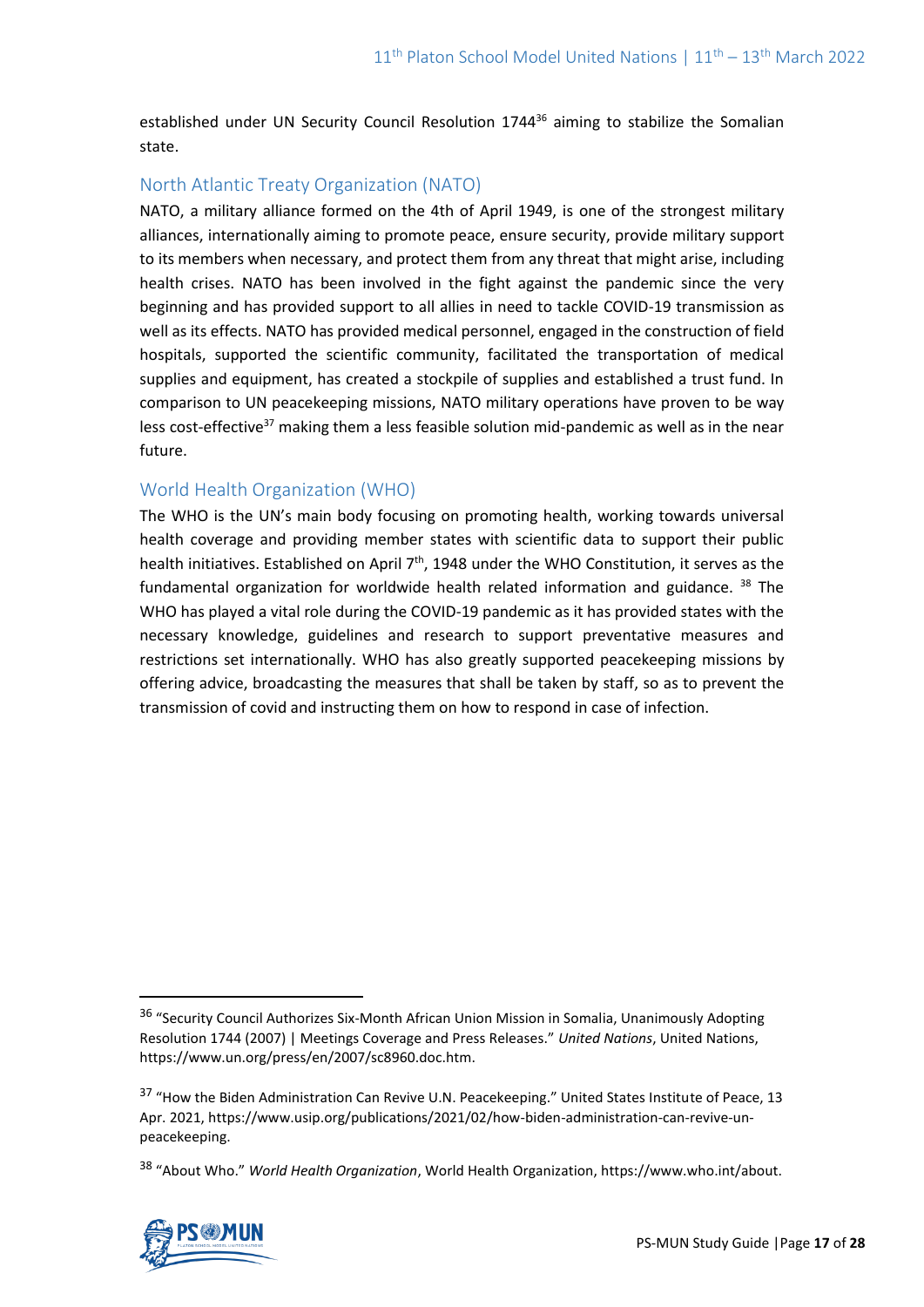established under UN Security Council Resolution 1744[36] aiming to stabilize the Somalian state.

## North Atlantic Treaty Organization (NATO)

NATO, a military alliance formed on the 4th of April 1949, is one of the strongest military alliances, internationally aiming to promote peace, ensure security, provide military support to its members when necessary, and protect them from any threat that might arise, including health crises. NATO has been involved in the fight against the pandemic since the very beginning and has provided support to all allies in need to tackle COVID-19 transmission as well as its effects. NATO has provided medical personnel, engaged in the construction of field hospitals, supported the scientific community, facilitated the transportation of medical supplies and equipment, has created a stockpile of supplies and established a trust fund. In comparison to UN peacekeeping missions, NATO military operations have proven to be way less cost-effective[37] making them a less feasible solution mid-pandemic as well as in the near future.

## World Health Organization (WHO)

The WHO is the UN's main body focusing on promoting health, working towards universal health coverage and providing member states with scientific data to support their public health initiatives. Established on April 7th, 1948 under the WHO Constitution, it serves as the fundamental organization for worldwide health related information and guidance. [38] The WHO has played a vital role during the COVID-19 pandemic as it has provided states with the necessary knowledge, guidelines and research to support preventative measures and restrictions set internationally. WHO has also greatly supported peacekeeping missions by offering advice, broadcasting the measures that shall be taken by staff, so as to prevent the transmission of covid and instructing them on how to respond in case of infection.

---

[36] "Security Council Authorizes Six-Month African Union Mission in Somalia, Unanimously Adopting Resolution 1744 (2007) | Meetings Coverage and Press Releases." *United Nations*, United Nations, https://www.un.org/press/en/2007/sc8960.doc.htm.

[37] "How the Biden Administration Can Revive U.N. Peacekeeping." United States Institute of Peace, 13 Apr. 2021, https://www.usip.org/publications/2021/02/how-biden-administration-can-revive-un-peacekeeping.

[38] "About Who." *World Health Organization*, World Health Organization, https://www.who.int/about.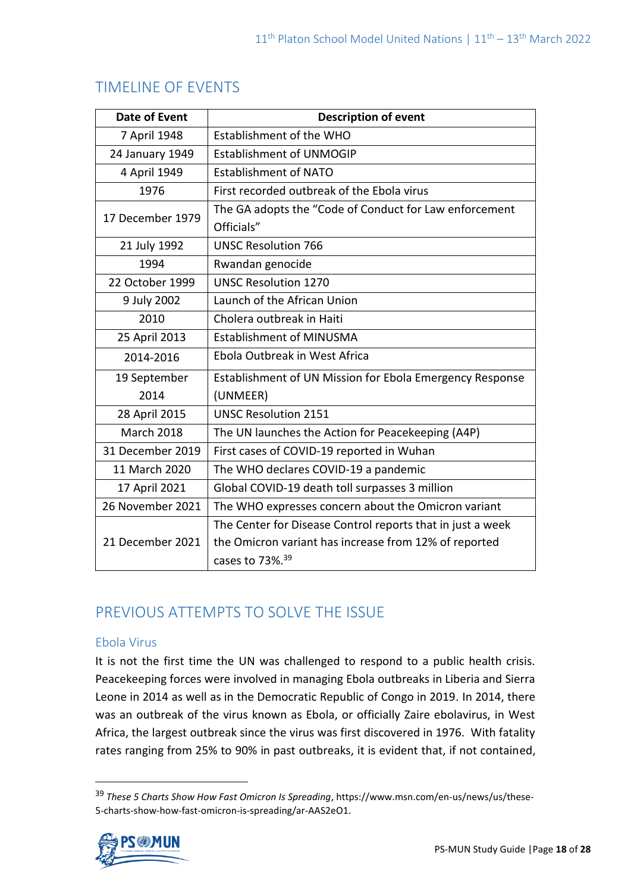## TIMELINE OF EVENTS

| Date of Event | Description of event |
|---|---|
| 7 April 1948 | Establishment of the WHO |
| 24 January 1949 | Establishment of UNMOGIP |
| 4 April 1949 | Establishment of NATO |
| 1976 | First recorded outbreak of the Ebola virus |
| 17 December 1979 | The GA adopts the "Code of Conduct for Law enforcement Officials" |
| 21 July 1992 | UNSC Resolution 766 |
| 1994 | Rwandan genocide |
| 22 October 1999 | UNSC Resolution 1270 |
| 9 July 2002 | Launch of the African Union |
| 2010 | Cholera outbreak in Haiti |
| 25 April 2013 | Establishment of MINUSMA |
| 2014-2016 | Ebola Outbreak in West Africa |
| 19 September 2014 | Establishment of UN Mission for Ebola Emergency Response (UNMEER) |
| 28 April 2015 | UNSC Resolution 2151 |
| March 2018 | The UN launches the Action for Peacekeeping (A4P) |
| 31 December 2019 | First cases of COVID-19 reported in Wuhan |
| 11 March 2020 | The WHO declares COVID-19 a pandemic |
| 17 April 2021 | Global COVID-19 death toll surpasses 3 million |
| 26 November 2021 | The WHO expresses concern about the Omicron variant |
| 21 December 2021 | The Center for Disease Control reports that in just a week the Omicron variant has increase from 12% of reported cases to 73%.[39] |

## PREVIOUS ATTEMPTS TO SOLVE THE ISSUE

### Ebola Virus

It is not the first time the UN was challenged to respond to a public health crisis. Peacekeeping forces were involved in managing Ebola outbreaks in Liberia and Sierra Leone in 2014 as well as in the Democratic Republic of Congo in 2019. In 2014, there was an outbreak of the virus known as Ebola, or officially Zaire ebolavirus, in West Africa, the largest outbreak since the virus was first discovered in 1976. With fatality rates ranging from 25% to 90% in past outbreaks, it is evident that, if not contained,

---

[39] *These 5 Charts Show How Fast Omicron Is Spreading*, https://www.msn.com/en-us/news/us/these-5-charts-show-how-fast-omicron-is-spreading/ar-AAS2eO1.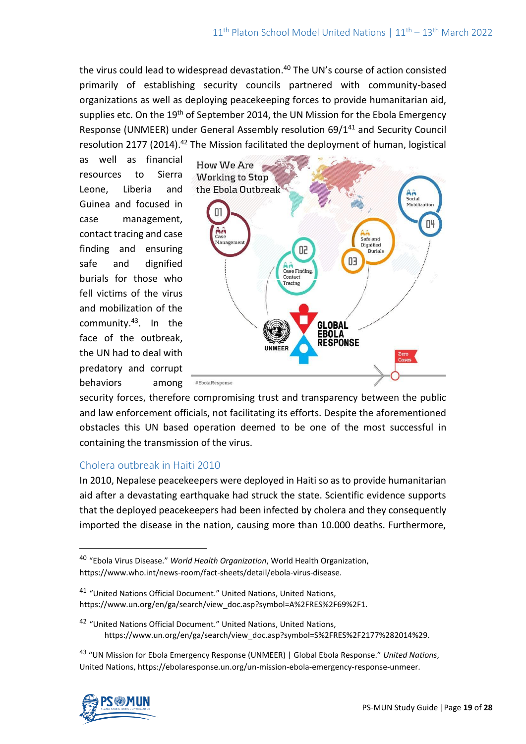the virus could lead to widespread devastation.[40] The UN's course of action consisted primarily of establishing security councils partnered with community-based organizations as well as deploying peacekeeping forces to provide humanitarian aid, supplies etc. On the 19th of September 2014, the UN Mission for the Ebola Emergency Response (UNMEER) under General Assembly resolution 69/1[41] and Security Council resolution 2177 (2014).[42] The Mission facilitated the deployment of human, logistical as well as financial resources to Sierra Leone, Liberia and Guinea and focused in case management, contact tracing and case finding and ensuring safe and dignified burials for those who fell victims of the virus and mobilization of the community.[43]. In the face of the outbreak, the UN had to deal with predatory and corrupt behaviors among security forces, therefore compromising trust and transparency between the public and law enforcement officials, not facilitating its efforts. Despite the aforementioned obstacles this UN based operation deemed to be one of the most successful in containing the transmission of the virus.

## Cholera outbreak in Haiti 2010

In 2010, Nepalese peacekeepers were deployed in Haiti so as to provide humanitarian aid after a devastating earthquake had struck the state. Scientific evidence supports that the deployed peacekeepers had been infected by cholera and they consequently imported the disease in the nation, causing more than 10.000 deaths. Furthermore,

---

[40] "Ebola Virus Disease." *World Health Organization*, World Health Organization, https://www.who.int/news-room/fact-sheets/detail/ebola-virus-disease.

[41] "United Nations Official Document." United Nations, United Nations, https://www.un.org/en/ga/search/view_doc.asp?symbol=A%2FRES%2F69%2F1.

[42] "United Nations Official Document." United Nations, United Nations, https://www.un.org/en/ga/search/view_doc.asp?symbol=S%2FRES%2F2177%282014%29.

[43] "UN Mission for Ebola Emergency Response (UNMEER) | Global Ebola Response." *United Nations*, United Nations, https://ebolaresponse.un.org/un-mission-ebola-emergency-response-unmeer.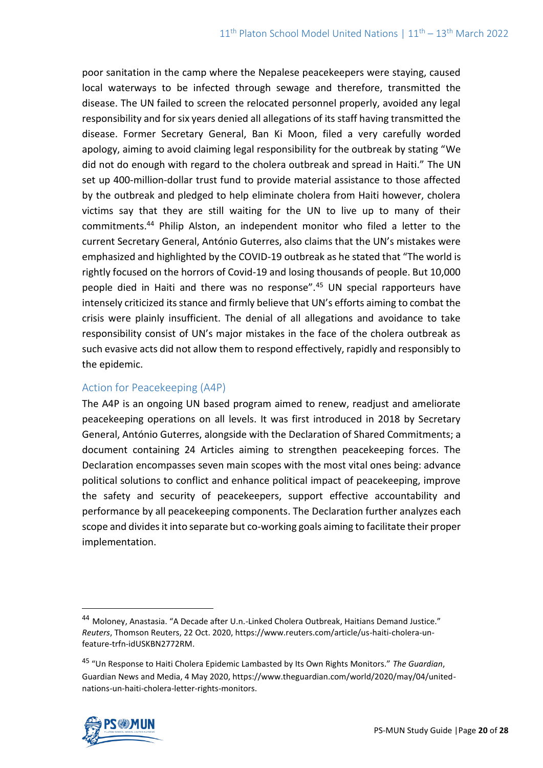poor sanitation in the camp where the Nepalese peacekeepers were staying, caused local waterways to be infected through sewage and therefore, transmitted the disease. The UN failed to screen the relocated personnel properly, avoided any legal responsibility and for six years denied all allegations of its staff having transmitted the disease. Former Secretary General, Ban Ki Moon, filed a very carefully worded apology, aiming to avoid claiming legal responsibility for the outbreak by stating "We did not do enough with regard to the cholera outbreak and spread in Haiti." The UN set up 400-million-dollar trust fund to provide material assistance to those affected by the outbreak and pledged to help eliminate cholera from Haiti however, cholera victims say that they are still waiting for the UN to live up to many of their commitments.[44] Philip Alston, an independent monitor who filed a letter to the current Secretary General, António Guterres, also claims that the UN's mistakes were emphasized and highlighted by the COVID-19 outbreak as he stated that "The world is rightly focused on the horrors of Covid-19 and losing thousands of people. But 10,000 people died in Haiti and there was no response".[45] UN special rapporteurs have intensely criticized its stance and firmly believe that UN's efforts aiming to combat the crisis were plainly insufficient. The denial of all allegations and avoidance to take responsibility consist of UN's major mistakes in the face of the cholera outbreak as such evasive acts did not allow them to respond effectively, rapidly and responsibly to the epidemic.

### Action for Peacekeeping (A4P)

The A4P is an ongoing UN based program aimed to renew, readjust and ameliorate peacekeeping operations on all levels. It was first introduced in 2018 by Secretary General, António Guterres, alongside with the Declaration of Shared Commitments; a document containing 24 Articles aiming to strengthen peacekeeping forces. The Declaration encompasses seven main scopes with the most vital ones being: advance political solutions to conflict and enhance political impact of peacekeeping, improve the safety and security of peacekeepers, support effective accountability and performance by all peacekeeping components. The Declaration further analyzes each scope and divides it into separate but co-working goals aiming to facilitate their proper implementation.

---

[44] Moloney, Anastasia. "A Decade after U.n.-Linked Cholera Outbreak, Haitians Demand Justice." *Reuters*, Thomson Reuters, 22 Oct. 2020, https://www.reuters.com/article/us-haiti-cholera-un-feature-trfn-idUSKBN2772RM.

[45] "Un Response to Haiti Cholera Epidemic Lambasted by Its Own Rights Monitors." *The Guardian*, Guardian News and Media, 4 May 2020, https://www.theguardian.com/world/2020/may/04/united-nations-un-haiti-cholera-letter-rights-monitors.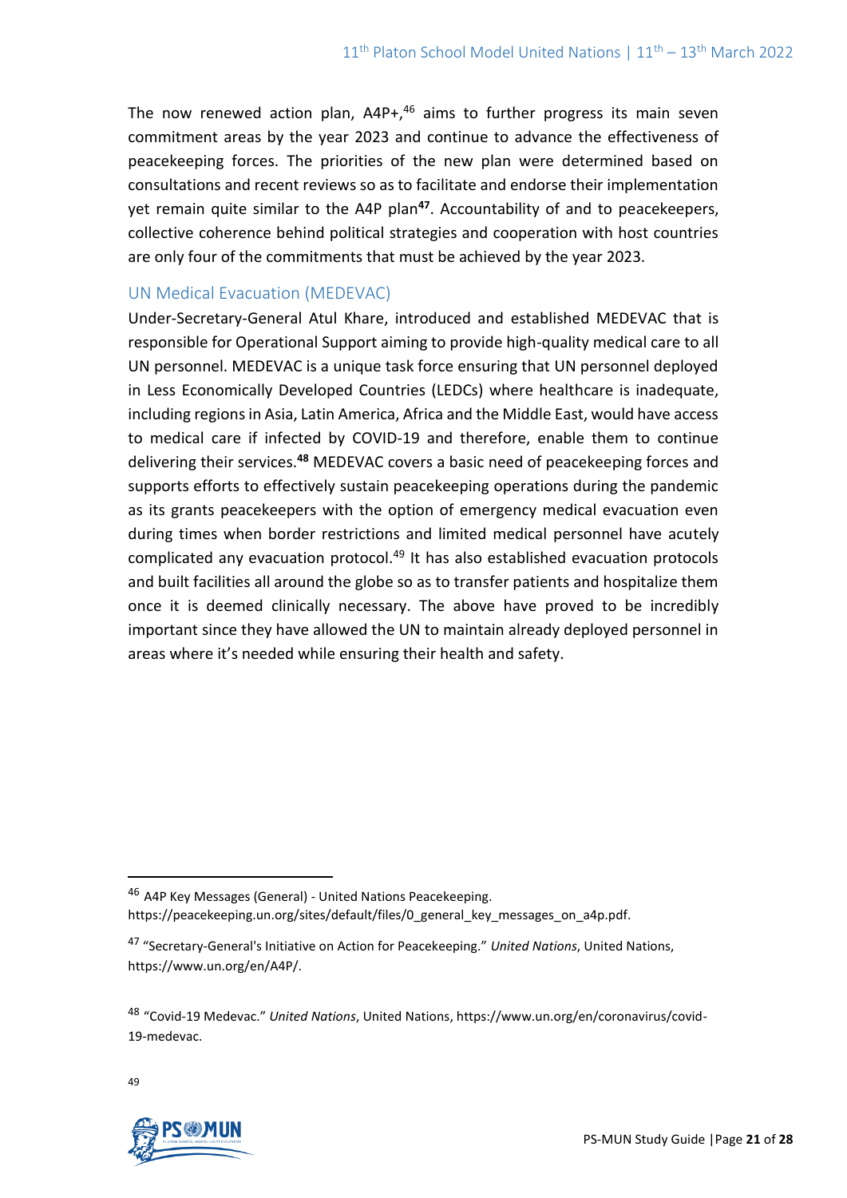The now renewed action plan, A4P+,[46] aims to further progress its main seven commitment areas by the year 2023 and continue to advance the effectiveness of peacekeeping forces. The priorities of the new plan were determined based on consultations and recent reviews so as to facilitate and endorse their implementation yet remain quite similar to the A4P plan[47]. Accountability of and to peacekeepers, collective coherence behind political strategies and cooperation with host countries are only four of the commitments that must be achieved by the year 2023.

### UN Medical Evacuation (MEDEVAC)

Under-Secretary-General Atul Khare, introduced and established MEDEVAC that is responsible for Operational Support aiming to provide high-quality medical care to all UN personnel. MEDEVAC is a unique task force ensuring that UN personnel deployed in Less Economically Developed Countries (LEDCs) where healthcare is inadequate, including regions in Asia, Latin America, Africa and the Middle East, would have access to medical care if infected by COVID-19 and therefore, enable them to continue delivering their services.[48] MEDEVAC covers a basic need of peacekeeping forces and supports efforts to effectively sustain peacekeeping operations during the pandemic as its grants peacekeepers with the option of emergency medical evacuation even during times when border restrictions and limited medical personnel have acutely complicated any evacuation protocol.[49] It has also established evacuation protocols and built facilities all around the globe so as to transfer patients and hospitalize them once it is deemed clinically necessary. The above have proved to be incredibly important since they have allowed the UN to maintain already deployed personnel in areas where it's needed while ensuring their health and safety.

---

[46] A4P Key Messages (General) - United Nations Peacekeeping. https://peacekeeping.un.org/sites/default/files/0_general_key_messages_on_a4p.pdf.

[47] "Secretary-General's Initiative on Action for Peacekeeping." *United Nations*, United Nations, https://www.un.org/en/A4P/.

[48] "Covid-19 Medevac." *United Nations*, United Nations, https://www.un.org/en/coronavirus/covid-19-medevac.

[49]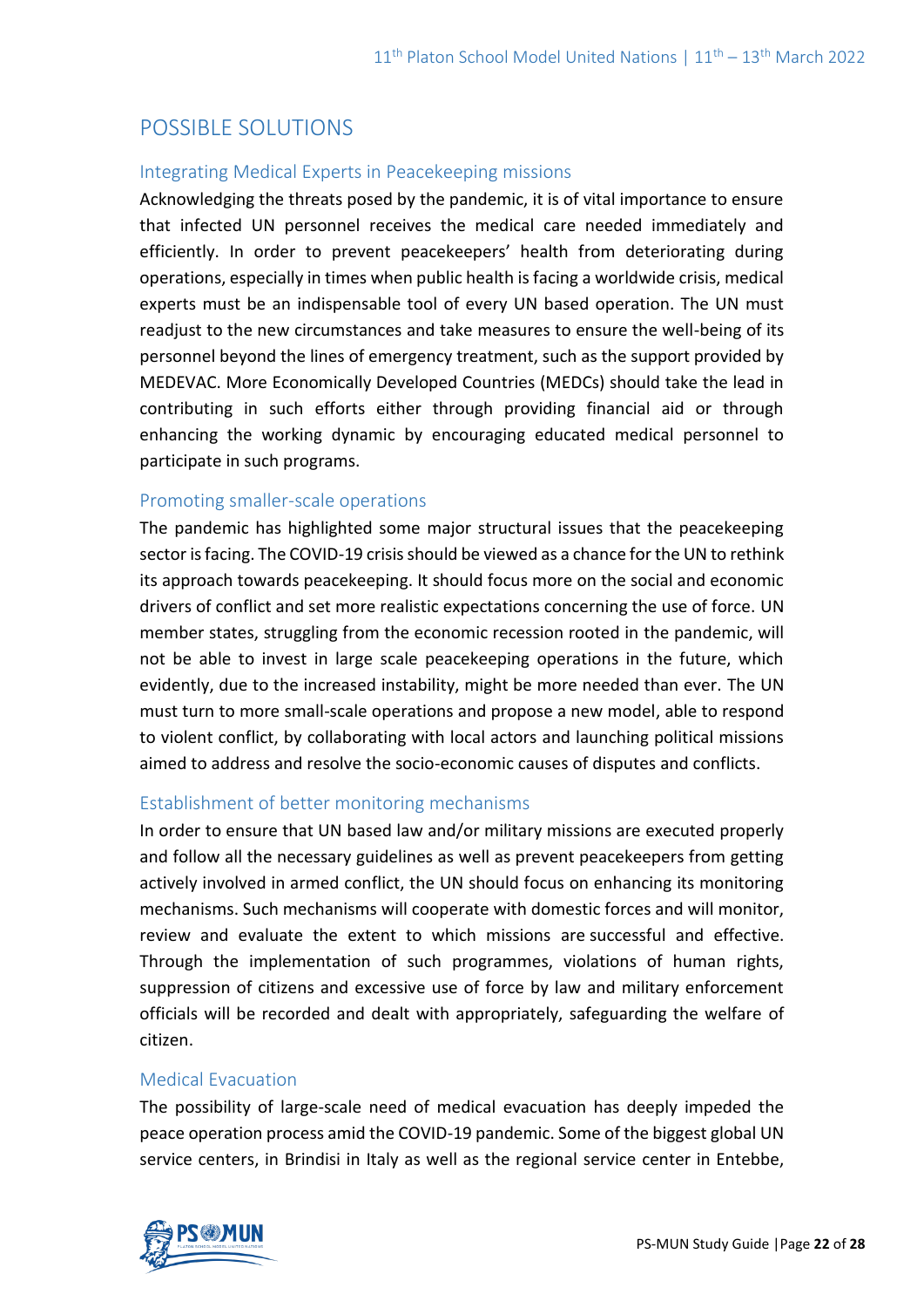## POSSIBLE SOLUTIONS

### Integrating Medical Experts in Peacekeeping missions

Acknowledging the threats posed by the pandemic, it is of vital importance to ensure that infected UN personnel receives the medical care needed immediately and efficiently. In order to prevent peacekeepers' health from deteriorating during operations, especially in times when public health is facing a worldwide crisis, medical experts must be an indispensable tool of every UN based operation. The UN must readjust to the new circumstances and take measures to ensure the well-being of its personnel beyond the lines of emergency treatment, such as the support provided by MEDEVAC. More Economically Developed Countries (MEDCs) should take the lead in contributing in such efforts either through providing financial aid or through enhancing the working dynamic by encouraging educated medical personnel to participate in such programs.

### Promoting smaller-scale operations

The pandemic has highlighted some major structural issues that the peacekeeping sector is facing. The COVID-19 crisis should be viewed as a chance for the UN to rethink its approach towards peacekeeping. It should focus more on the social and economic drivers of conflict and set more realistic expectations concerning the use of force. UN member states, struggling from the economic recession rooted in the pandemic, will not be able to invest in large scale peacekeeping operations in the future, which evidently, due to the increased instability, might be more needed than ever. The UN must turn to more small-scale operations and propose a new model, able to respond to violent conflict, by collaborating with local actors and launching political missions aimed to address and resolve the socio-economic causes of disputes and conflicts.

### Establishment of better monitoring mechanisms

In order to ensure that UN based law and/or military missions are executed properly and follow all the necessary guidelines as well as prevent peacekeepers from getting actively involved in armed conflict, the UN should focus on enhancing its monitoring mechanisms. Such mechanisms will cooperate with domestic forces and will monitor, review and evaluate the extent to which missions are successful and effective. Through the implementation of such programmes, violations of human rights, suppression of citizens and excessive use of force by law and military enforcement officials will be recorded and dealt with appropriately, safeguarding the welfare of citizen.

### Medical Evacuation

The possibility of large-scale need of medical evacuation has deeply impeded the peace operation process amid the COVID-19 pandemic. Some of the biggest global UN service centers, in Brindisi in Italy as well as the regional service center in Entebbe,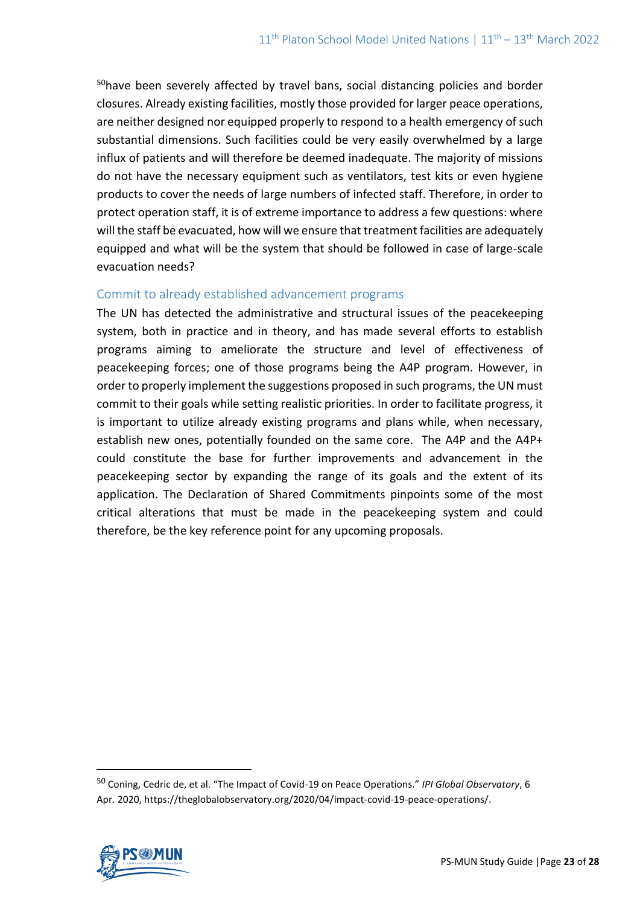[50]have been severely affected by travel bans, social distancing policies and border closures. Already existing facilities, mostly those provided for larger peace operations, are neither designed nor equipped properly to respond to a health emergency of such substantial dimensions. Such facilities could be very easily overwhelmed by a large influx of patients and will therefore be deemed inadequate. The majority of missions do not have the necessary equipment such as ventilators, test kits or even hygiene products to cover the needs of large numbers of infected staff. Therefore, in order to protect operation staff, it is of extreme importance to address a few questions: where will the staff be evacuated, how will we ensure that treatment facilities are adequately equipped and what will be the system that should be followed in case of large-scale evacuation needs?

### Commit to already established advancement programs

The UN has detected the administrative and structural issues of the peacekeeping system, both in practice and in theory, and has made several efforts to establish programs aiming to ameliorate the structure and level of effectiveness of peacekeeping forces; one of those programs being the A4P program. However, in order to properly implement the suggestions proposed in such programs, the UN must commit to their goals while setting realistic priorities. In order to facilitate progress, it is important to utilize already existing programs and plans while, when necessary, establish new ones, potentially founded on the same core. The A4P and the A4P+ could constitute the base for further improvements and advancement in the peacekeeping sector by expanding the range of its goals and the extent of its application. The Declaration of Shared Commitments pinpoints some of the most critical alterations that must be made in the peacekeeping system and could therefore, be the key reference point for any upcoming proposals.

---

[50] Coning, Cedric de, et al. "The Impact of Covid-19 on Peace Operations." *IPI Global Observatory*, 6 Apr. 2020, https://theglobalobservatory.org/2020/04/impact-covid-19-peace-operations/.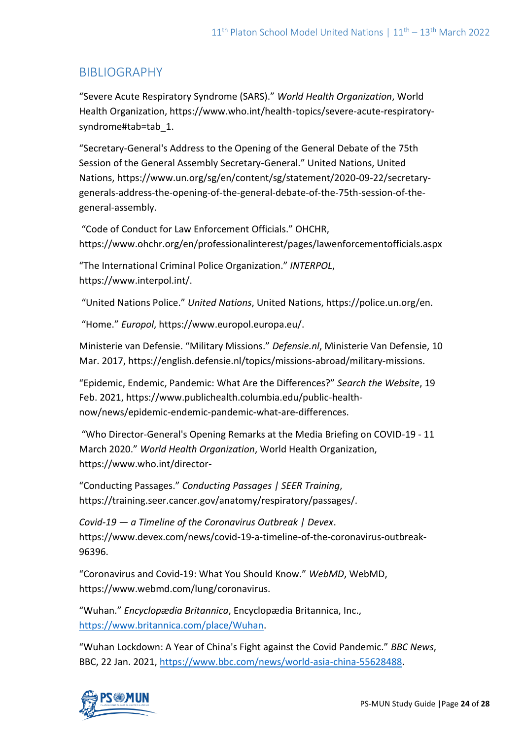## BIBLIOGRAPHY

"Severe Acute Respiratory Syndrome (SARS)." *World Health Organization*, World Health Organization, https://www.who.int/health-topics/severe-acute-respiratory-syndrome#tab=tab_1.

"Secretary-General's Address to the Opening of the General Debate of the 75th Session of the General Assembly Secretary-General." United Nations, United Nations, https://www.un.org/sg/en/content/sg/statement/2020-09-22/secretary-generals-address-the-opening-of-the-general-debate-of-the-75th-session-of-the-general-assembly.

"Code of Conduct for Law Enforcement Officials." OHCHR, https://www.ohchr.org/en/professionalinterest/pages/lawenforcementofficials.aspx

"The International Criminal Police Organization." *INTERPOL*, https://www.interpol.int/.

"United Nations Police." *United Nations*, United Nations, https://police.un.org/en.

"Home." *Europol*, https://www.europol.europa.eu/.

Ministerie van Defensie. "Military Missions." *Defensie.nl*, Ministerie Van Defensie, 10 Mar. 2017, https://english.defensie.nl/topics/missions-abroad/military-missions.

"Epidemic, Endemic, Pandemic: What Are the Differences?" *Search the Website*, 19 Feb. 2021, https://www.publichealth.columbia.edu/public-health-now/news/epidemic-endemic-pandemic-what-are-differences.

"Who Director-General's Opening Remarks at the Media Briefing on COVID-19 - 11 March 2020." *World Health Organization*, World Health Organization, https://www.who.int/director-

"Conducting Passages." *Conducting Passages | SEER Training*, https://training.seer.cancer.gov/anatomy/respiratory/passages/.

*Covid-19 — a Timeline of the Coronavirus Outbreak | Devex*. https://www.devex.com/news/covid-19-a-timeline-of-the-coronavirus-outbreak-96396.

"Coronavirus and Covid-19: What You Should Know." *WebMD*, WebMD, https://www.webmd.com/lung/coronavirus.

"Wuhan." *Encyclopædia Britannica*, Encyclopædia Britannica, Inc., https://www.britannica.com/place/Wuhan.

"Wuhan Lockdown: A Year of China's Fight against the Covid Pandemic." *BBC News*, BBC, 22 Jan. 2021, https://www.bbc.com/news/world-asia-china-55628488.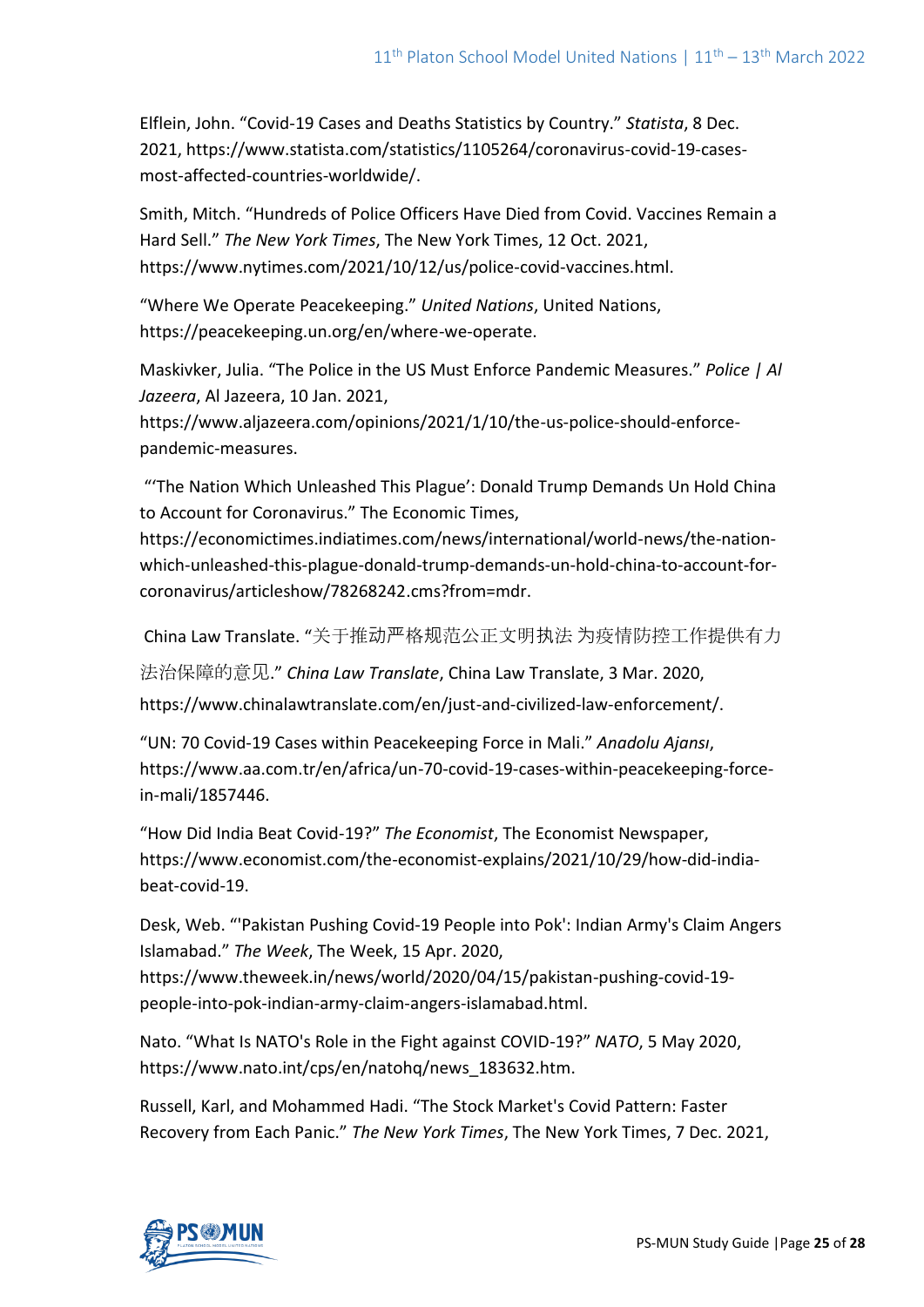Elflein, John. “Covid-19 Cases and Deaths Statistics by Country.” *Statista*, 8 Dec. 2021, https://www.statista.com/statistics/1105264/coronavirus-covid-19-cases-most-affected-countries-worldwide/.

Smith, Mitch. “Hundreds of Police Officers Have Died from Covid. Vaccines Remain a Hard Sell.” *The New York Times*, The New York Times, 12 Oct. 2021, https://www.nytimes.com/2021/10/12/us/police-covid-vaccines.html.

“Where We Operate Peacekeeping.” *United Nations*, United Nations, https://peacekeeping.un.org/en/where-we-operate.

Maskivker, Julia. “The Police in the US Must Enforce Pandemic Measures.” *Police | Al Jazeera*, Al Jazeera, 10 Jan. 2021, https://www.aljazeera.com/opinions/2021/1/10/the-us-police-should-enforce-pandemic-measures.

“‘The Nation Which Unleashed This Plague’: Donald Trump Demands Un Hold China to Account for Coronavirus.” The Economic Times, https://economictimes.indiatimes.com/news/international/world-news/the-nation-which-unleashed-this-plague-donald-trump-demands-un-hold-china-to-account-for-coronavirus/articleshow/78268242.cms?from=mdr.

China Law Translate. “关于推动严格规范公正文明执法 为疫情防控工作提供有力法治保障的意见.” *China Law Translate*, China Law Translate, 3 Mar. 2020, https://www.chinalawtranslate.com/en/just-and-civilized-law-enforcement/.

“UN: 70 Covid-19 Cases within Peacekeeping Force in Mali.” *Anadolu Ajansı*, https://www.aa.com.tr/en/africa/un-70-covid-19-cases-within-peacekeeping-force-in-mali/1857446.

“How Did India Beat Covid-19?” *The Economist*, The Economist Newspaper, https://www.economist.com/the-economist-explains/2021/10/29/how-did-india-beat-covid-19.

Desk, Web. “'Pakistan Pushing Covid-19 People into Pok': Indian Army's Claim Angers Islamabad.” *The Week*, The Week, 15 Apr. 2020, https://www.theweek.in/news/world/2020/04/15/pakistan-pushing-covid-19-people-into-pok-indian-army-claim-angers-islamabad.html.

Nato. “What Is NATO's Role in the Fight against COVID-19?” *NATO*, 5 May 2020, https://www.nato.int/cps/en/natohq/news_183632.htm.

Russell, Karl, and Mohammed Hadi. “The Stock Market's Covid Pattern: Faster Recovery from Each Panic.” *The New York Times*, The New York Times, 7 Dec. 2021,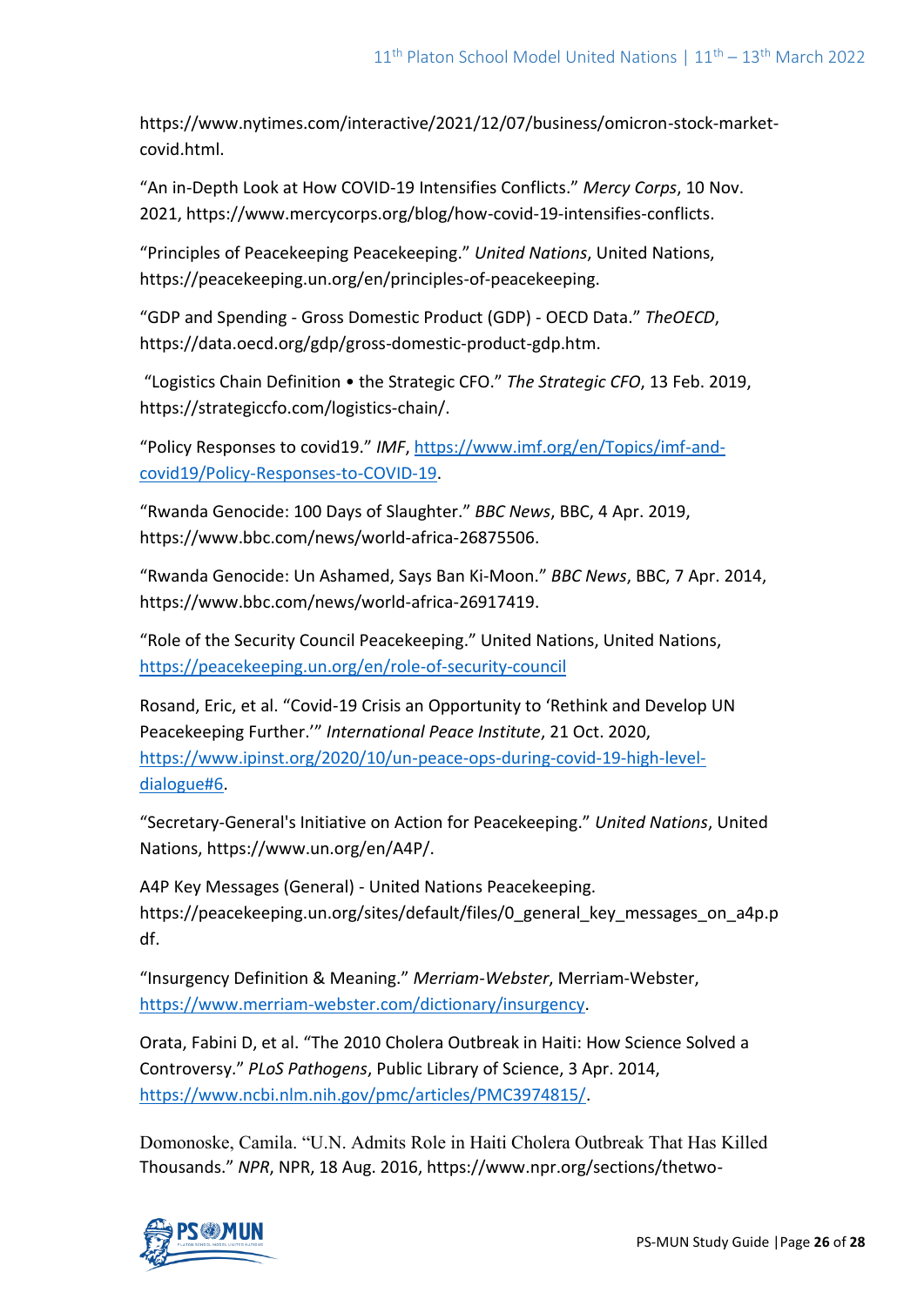https://www.nytimes.com/interactive/2021/12/07/business/omicron-stock-market-covid.html.

"An in-Depth Look at How COVID-19 Intensifies Conflicts." *Mercy Corps*, 10 Nov. 2021, https://www.mercycorps.org/blog/how-covid-19-intensifies-conflicts.

"Principles of Peacekeeping Peacekeeping." *United Nations*, United Nations, https://peacekeeping.un.org/en/principles-of-peacekeeping.

"GDP and Spending - Gross Domestic Product (GDP) - OECD Data." *TheOECD*, https://data.oecd.org/gdp/gross-domestic-product-gdp.htm.

"Logistics Chain Definition • the Strategic CFO." *The Strategic CFO*, 13 Feb. 2019, https://strategiccfo.com/logistics-chain/.

"Policy Responses to covid19." *IMF*, https://www.imf.org/en/Topics/imf-and-covid19/Policy-Responses-to-COVID-19.

"Rwanda Genocide: 100 Days of Slaughter." *BBC News*, BBC, 4 Apr. 2019, https://www.bbc.com/news/world-africa-26875506.

"Rwanda Genocide: Un Ashamed, Says Ban Ki-Moon." *BBC News*, BBC, 7 Apr. 2014, https://www.bbc.com/news/world-africa-26917419.

"Role of the Security Council Peacekeeping." United Nations, United Nations, https://peacekeeping.un.org/en/role-of-security-council

Rosand, Eric, et al. "Covid-19 Crisis an Opportunity to 'Rethink and Develop UN Peacekeeping Further.'" *International Peace Institute*, 21 Oct. 2020, https://www.ipinst.org/2020/10/un-peace-ops-during-covid-19-high-level-dialogue#6.

"Secretary-General's Initiative on Action for Peacekeeping." *United Nations*, United Nations, https://www.un.org/en/A4P/.

A4P Key Messages (General) - United Nations Peacekeeping. https://peacekeeping.un.org/sites/default/files/0_general_key_messages_on_a4p.pdf.

"Insurgency Definition & Meaning." *Merriam-Webster*, Merriam-Webster, https://www.merriam-webster.com/dictionary/insurgency.

Orata, Fabini D, et al. "The 2010 Cholera Outbreak in Haiti: How Science Solved a Controversy." *PLoS Pathogens*, Public Library of Science, 3 Apr. 2014, https://www.ncbi.nlm.nih.gov/pmc/articles/PMC3974815/.

Domonoske, Camila. "U.N. Admits Role in Haiti Cholera Outbreak That Has Killed Thousands." *NPR*, NPR, 18 Aug. 2016, https://www.npr.org/sections/thetwo-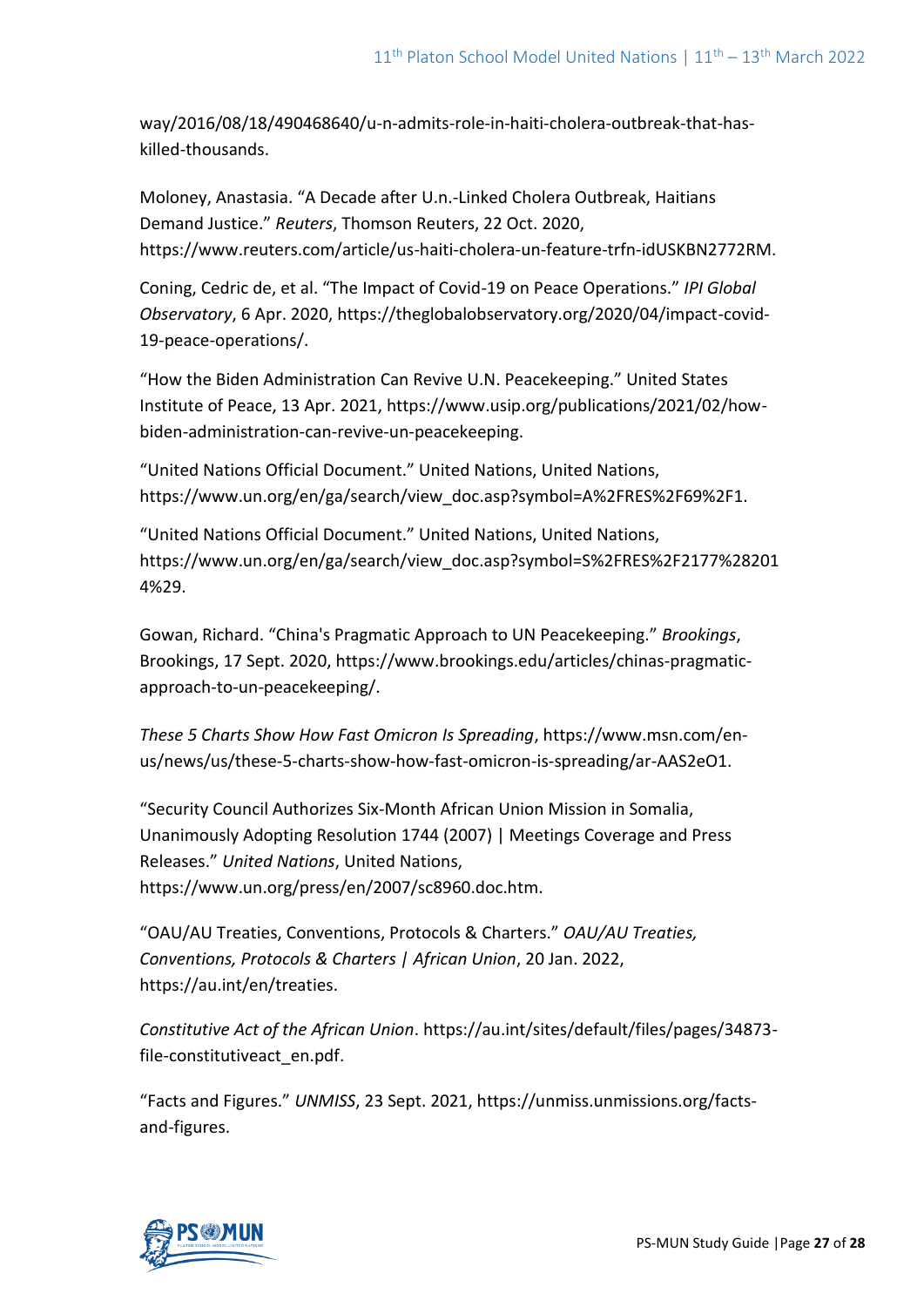way/2016/08/18/490468640/u-n-admits-role-in-haiti-cholera-outbreak-that-has-killed-thousands.

Moloney, Anastasia. "A Decade after U.n.-Linked Cholera Outbreak, Haitians Demand Justice." *Reuters*, Thomson Reuters, 22 Oct. 2020, https://www.reuters.com/article/us-haiti-cholera-un-feature-trfn-idUSKBN2772RM.

Coning, Cedric de, et al. "The Impact of Covid-19 on Peace Operations." *IPI Global Observatory*, 6 Apr. 2020, https://theglobalobservatory.org/2020/04/impact-covid-19-peace-operations/.

"How the Biden Administration Can Revive U.N. Peacekeeping." United States Institute of Peace, 13 Apr. 2021, https://www.usip.org/publications/2021/02/how-biden-administration-can-revive-un-peacekeeping.

"United Nations Official Document." United Nations, United Nations, https://www.un.org/en/ga/search/view_doc.asp?symbol=A%2FRES%2F69%2F1.

"United Nations Official Document." United Nations, United Nations, https://www.un.org/en/ga/search/view_doc.asp?symbol=S%2FRES%2F2177%282014%29.

Gowan, Richard. "China's Pragmatic Approach to UN Peacekeeping." *Brookings*, Brookings, 17 Sept. 2020, https://www.brookings.edu/articles/chinas-pragmatic-approach-to-un-peacekeeping/.

*These 5 Charts Show How Fast Omicron Is Spreading*, https://www.msn.com/en-us/news/us/these-5-charts-show-how-fast-omicron-is-spreading/ar-AAS2eO1.

"Security Council Authorizes Six-Month African Union Mission in Somalia, Unanimously Adopting Resolution 1744 (2007) | Meetings Coverage and Press Releases." *United Nations*, United Nations, https://www.un.org/press/en/2007/sc8960.doc.htm.

"OAU/AU Treaties, Conventions, Protocols & Charters." *OAU/AU Treaties, Conventions, Protocols & Charters | African Union*, 20 Jan. 2022, https://au.int/en/treaties.

*Constitutive Act of the African Union*. https://au.int/sites/default/files/pages/34873-file-constitutiveact_en.pdf.

"Facts and Figures." *UNMISS*, 23 Sept. 2021, https://unmiss.unmissions.org/facts-and-figures.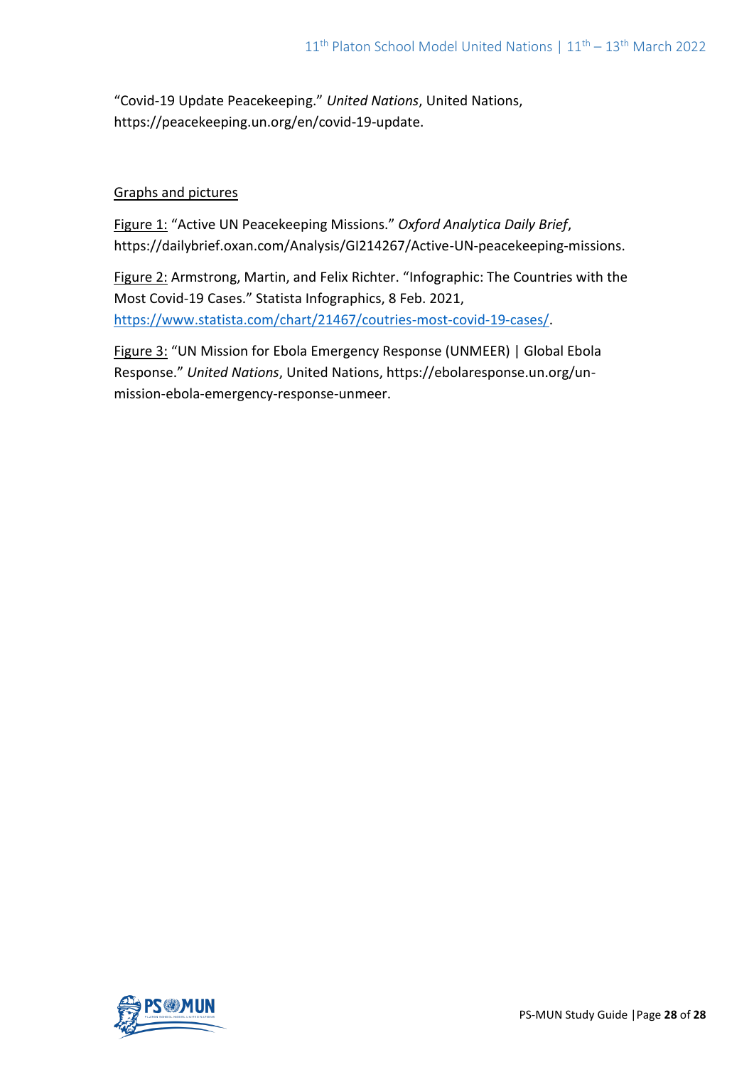"Covid-19 Update Peacekeeping." *United Nations*, United Nations, https://peacekeeping.un.org/en/covid-19-update.

Graphs and pictures

Figure 1: "Active UN Peacekeeping Missions." *Oxford Analytica Daily Brief*, https://dailybrief.oxan.com/Analysis/GI214267/Active-UN-peacekeeping-missions.

Figure 2: Armstrong, Martin, and Felix Richter. "Infographic: The Countries with the Most Covid-19 Cases." Statista Infographics, 8 Feb. 2021, [https://www.statista.com/chart/21467/coutries-most-covid-19-cases/](https://www.statista.com/chart/21467/coutries-most-covid-19-cases/).

Figure 3: "UN Mission for Ebola Emergency Response (UNMEER) | Global Ebola Response." *United Nations*, United Nations, https://ebolaresponse.un.org/un-mission-ebola-emergency-response-unmeer.